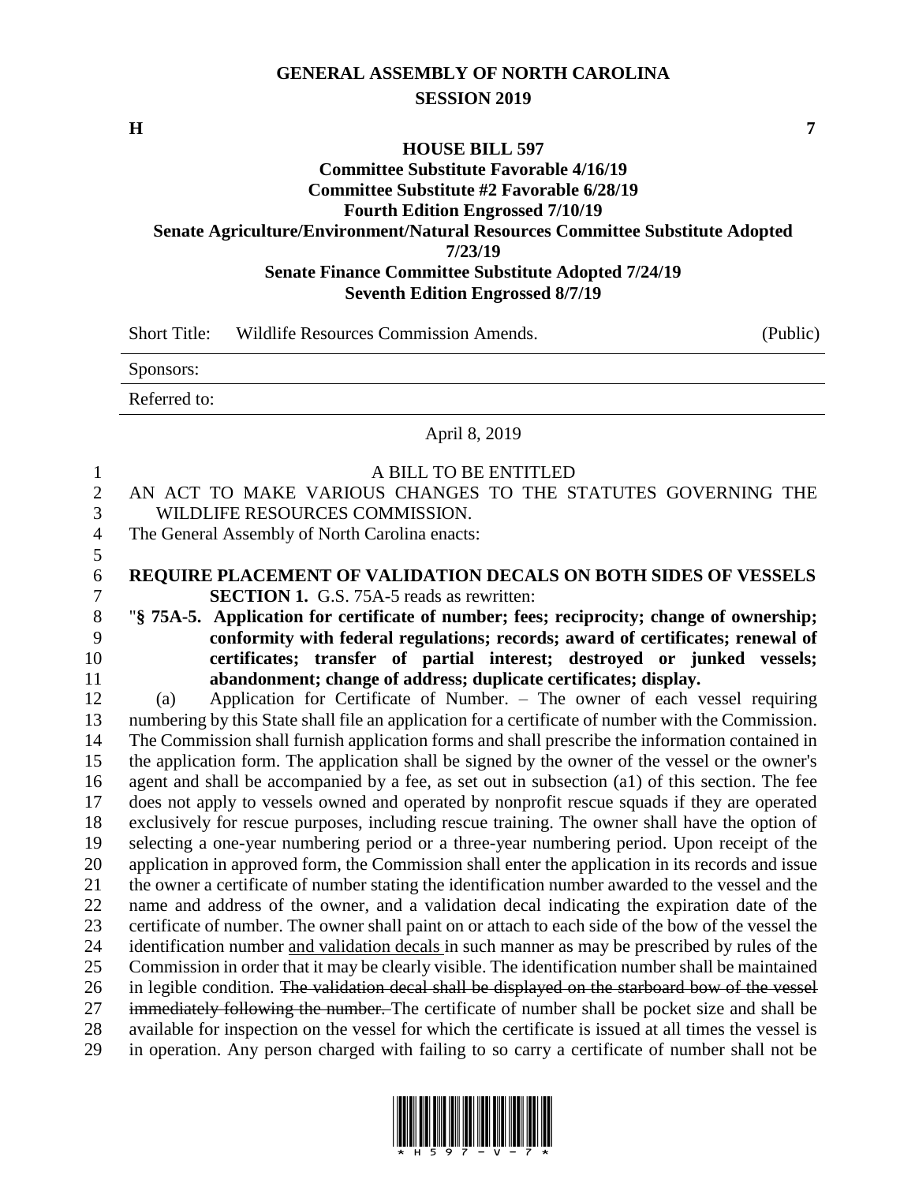**GENERAL ASSEMBLY OF NORTH CAROLINA**
**SESSION 2019**

**H** **7**

**HOUSE BILL 597**
**Committee Substitute Favorable 4/16/19**
**Committee Substitute #2 Favorable 6/28/19**
**Fourth Edition Engrossed 7/10/19**
**Senate Agriculture/Environment/Natural Resources Committee Substitute Adopted 7/23/19**
**Senate Finance Committee Substitute Adopted 7/24/19**
**Seventh Edition Engrossed 8/7/19**

| Short Title: | Wildlife Resources Commission Amends. | (Public) |
| --- | --- | --- |
| Sponsors: | | |
| Referred to: | | |

April 8, 2019

A BILL TO BE ENTITLED

AN ACT TO MAKE VARIOUS CHANGES TO THE STATUTES GOVERNING THE WILDLIFE RESOURCES COMMISSION.

The General Assembly of North Carolina enacts:

**REQUIRE PLACEMENT OF VALIDATION DECALS ON BOTH SIDES OF VESSELS**

**SECTION 1.** G.S. 75A-5 reads as rewritten:

"**§ 75A-5. Application for certificate of number; fees; reciprocity; change of ownership; conformity with federal regulations; records; award of certificates; renewal of certificates; transfer of partial interest; destroyed or junked vessels; abandonment; change of address; duplicate certificates; display.**

(a) Application for Certificate of Number. – The owner of each vessel requiring numbering by this State shall file an application for a certificate of number with the Commission. The Commission shall furnish application forms and shall prescribe the information contained in the application form. The application shall be signed by the owner of the vessel or the owner's agent and shall be accompanied by a fee, as set out in subsection (a1) of this section. The fee does not apply to vessels owned and operated by nonprofit rescue squads if they are operated exclusively for rescue purposes, including rescue training. The owner shall have the option of selecting a one-year numbering period or a three-year numbering period. Upon receipt of the application in approved form, the Commission shall enter the application in its records and issue the owner a certificate of number stating the identification number awarded to the vessel and the name and address of the owner, and a validation decal indicating the expiration date of the certificate of number. The owner shall paint on or attach to each side of the bow of the vessel the identification number <u>and validation decals</u> in such manner as may be prescribed by rules of the Commission in order that it may be clearly visible. The identification number shall be maintained in legible condition. ~~The validation decal shall be displayed on the starboard bow of the vessel immediately following the number.~~ The certificate of number shall be pocket size and shall be available for inspection on the vessel for which the certificate is issued at all times the vessel is in operation. Any person charged with failing to so carry a certificate of number shall not be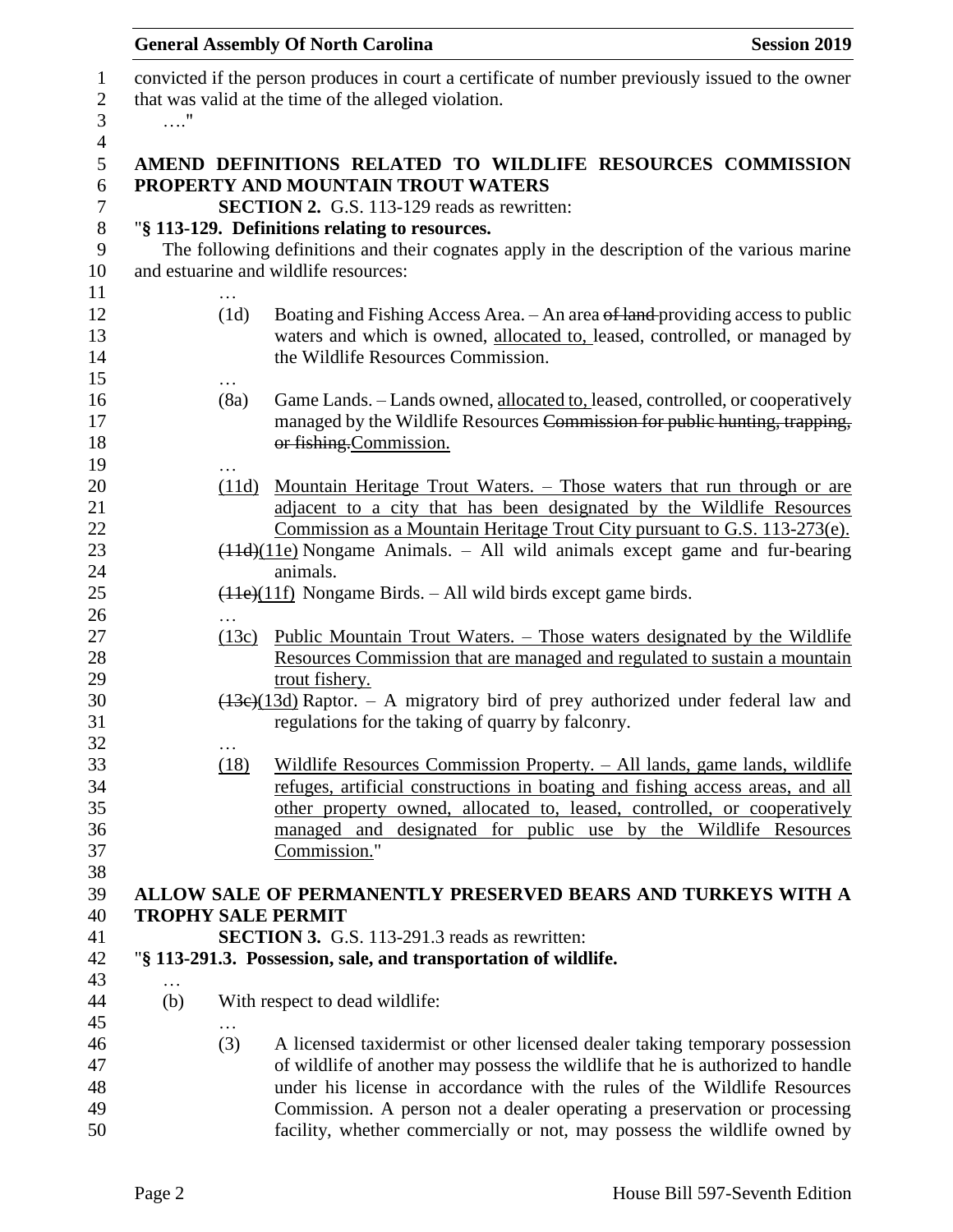convicted if the person produces in court a certificate of number previously issued to the owner that was valid at the time of the alleged violation.

…."

## AMEND DEFINITIONS RELATED TO WILDLIFE RESOURCES COMMISSION PROPERTY AND MOUNTAIN TROUT WATERS

**SECTION 2.** G.S. 113-129 reads as rewritten:

"**§ 113-129. Definitions relating to resources.**

The following definitions and their cognates apply in the description of the various marine and estuarine and wildlife resources:

…

(1d) Boating and Fishing Access Area. – An area ~~of land~~ providing access to public waters and which is owned, <u>allocated to,</u> leased, controlled, or managed by the Wildlife Resources Commission.

…

(8a) Game Lands. – Lands owned, <u>allocated to,</u> leased, controlled, or cooperatively managed by the Wildlife Resources ~~Commission for public hunting, trapping, or fishing.~~Commission.

…

<u>(11d) Mountain Heritage Trout Waters. – Those waters that run through or are adjacent to a city that has been designated by the Wildlife Resources Commission as a Mountain Heritage Trout City pursuant to G.S. 113-273(e).</u>

~~(11d)~~<u>(11e)</u> Nongame Animals. – All wild animals except game and fur-bearing animals.

~~(11e)~~<u>(11f)</u> Nongame Birds. – All wild birds except game birds.

…

<u>(13c) Public Mountain Trout Waters. – Those waters designated by the Wildlife Resources Commission that are managed and regulated to sustain a mountain trout fishery.</u>

~~(13c)~~<u>(13d)</u> Raptor. – A migratory bird of prey authorized under federal law and regulations for the taking of quarry by falconry.

…

<u>(18) Wildlife Resources Commission Property. – All lands, game lands, wildlife refuges, artificial constructions in boating and fishing access areas, and all other property owned, allocated to, leased, controlled, or cooperatively managed and designated for public use by the Wildlife Resources Commission.</u>"

## ALLOW SALE OF PERMANENTLY PRESERVED BEARS AND TURKEYS WITH A TROPHY SALE PERMIT

**SECTION 3.** G.S. 113-291.3 reads as rewritten:

"**§ 113-291.3. Possession, sale, and transportation of wildlife.**

…

(b) With respect to dead wildlife:

…

(3) A licensed taxidermist or other licensed dealer taking temporary possession of wildlife of another may possess the wildlife that he is authorized to handle under his license in accordance with the rules of the Wildlife Resources Commission. A person not a dealer operating a preservation or processing facility, whether commercially or not, may possess the wildlife owned by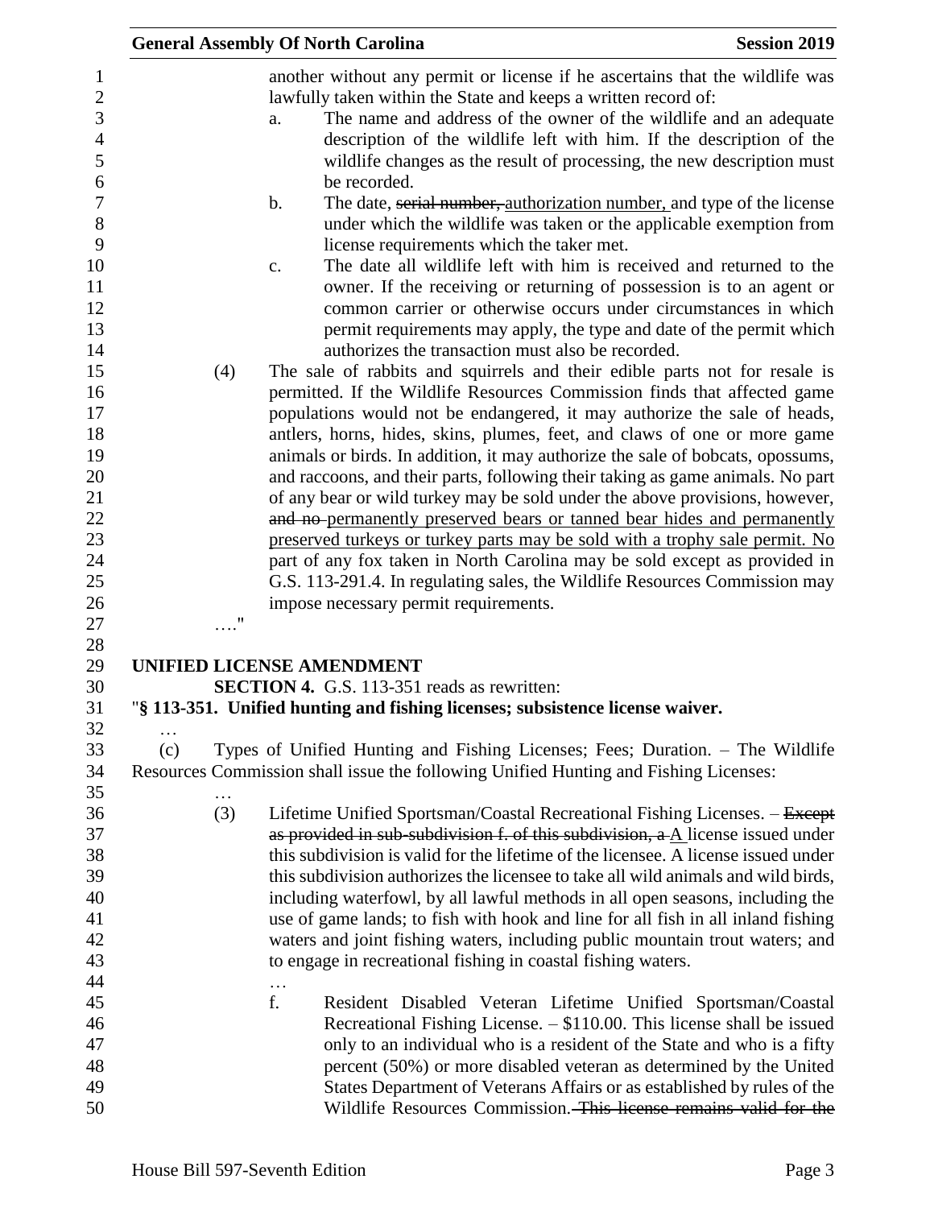another without any permit or license if he ascertains that the wildlife was lawfully taken within the State and keeps a written record of:

a. The name and address of the owner of the wildlife and an adequate description of the wildlife left with him. If the description of the wildlife changes as the result of processing, the new description must be recorded.

b. The date, ~~serial number,~~ authorization number, and type of the license under which the wildlife was taken or the applicable exemption from license requirements which the taker met.

c. The date all wildlife left with him is received and returned to the owner. If the receiving or returning of possession is to an agent or common carrier or otherwise occurs under circumstances in which permit requirements may apply, the type and date of the permit which authorizes the transaction must also be recorded.

(4) The sale of rabbits and squirrels and their edible parts not for resale is permitted. If the Wildlife Resources Commission finds that affected game populations would not be endangered, it may authorize the sale of heads, antlers, horns, hides, skins, plumes, feet, and claws of one or more game animals or birds. In addition, it may authorize the sale of bobcats, opossums, and raccoons, and their parts, following their taking as game animals. No part of any bear or wild turkey may be sold under the above provisions, however, ~~and no~~ permanently preserved bears or tanned bear hides and permanently preserved turkeys or turkey parts may be sold with a trophy sale permit. No part of any fox taken in North Carolina may be sold except as provided in G.S. 113-291.4. In regulating sales, the Wildlife Resources Commission may impose necessary permit requirements.

…."

## UNIFIED LICENSE AMENDMENT

**SECTION 4.** G.S. 113-351 reads as rewritten:

"**§ 113-351. Unified hunting and fishing licenses; subsistence license waiver.**

…

(c) Types of Unified Hunting and Fishing Licenses; Fees; Duration. – The Wildlife Resources Commission shall issue the following Unified Hunting and Fishing Licenses:

…

(3) Lifetime Unified Sportsman/Coastal Recreational Fishing Licenses. – ~~Except as provided in sub-subdivision f. of this subdivision, a~~ A license issued under this subdivision is valid for the lifetime of the licensee. A license issued under this subdivision authorizes the licensee to take all wild animals and wild birds, including waterfowl, by all lawful methods in all open seasons, including the use of game lands; to fish with hook and line for all fish in all inland fishing waters and joint fishing waters, including public mountain trout waters; and to engage in recreational fishing in coastal fishing waters.

…

f. Resident Disabled Veteran Lifetime Unified Sportsman/Coastal Recreational Fishing License. – $110.00. This license shall be issued only to an individual who is a resident of the State and who is a fifty percent (50%) or more disabled veteran as determined by the United States Department of Veterans Affairs or as established by rules of the Wildlife Resources Commission. ~~This license remains valid for the~~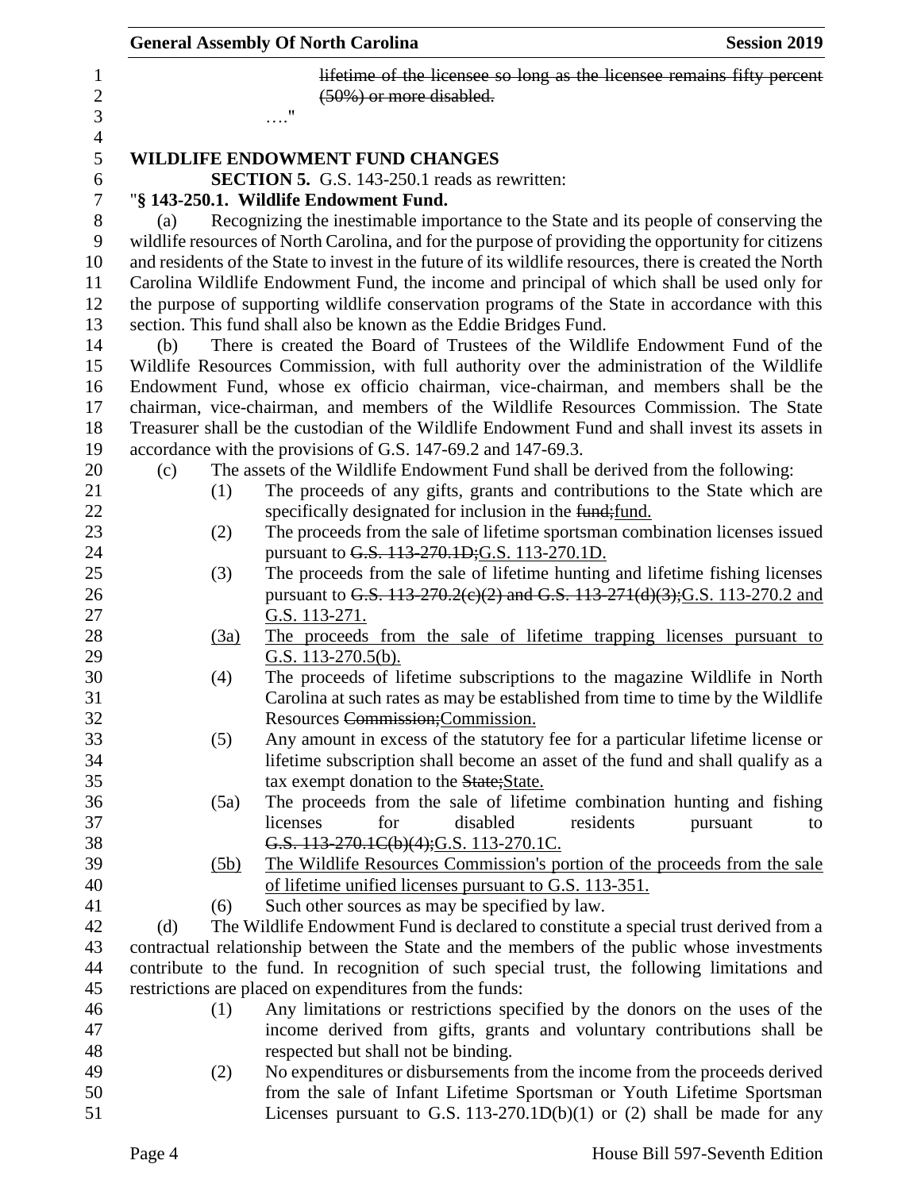~~lifetime of the licensee so long as the licensee remains fifty percent (50%) or more disabled.~~

…."

## WILDLIFE ENDOWMENT FUND CHANGES

**SECTION 5.** G.S. 143-250.1 reads as rewritten:

"**§ 143-250.1. Wildlife Endowment Fund.**

(a) Recognizing the inestimable importance to the State and its people of conserving the wildlife resources of North Carolina, and for the purpose of providing the opportunity for citizens and residents of the State to invest in the future of its wildlife resources, there is created the North Carolina Wildlife Endowment Fund, the income and principal of which shall be used only for the purpose of supporting wildlife conservation programs of the State in accordance with this section. This fund shall also be known as the Eddie Bridges Fund.

(b) There is created the Board of Trustees of the Wildlife Endowment Fund of the Wildlife Resources Commission, with full authority over the administration of the Wildlife Endowment Fund, whose ex officio chairman, vice-chairman, and members shall be the chairman, vice-chairman, and members of the Wildlife Resources Commission. The State Treasurer shall be the custodian of the Wildlife Endowment Fund and shall invest its assets in accordance with the provisions of G.S. 147-69.2 and 147-69.3.

(c) The assets of the Wildlife Endowment Fund shall be derived from the following:

(1) The proceeds of any gifts, grants and contributions to the State which are specifically designated for inclusion in the ~~fund;~~<u>fund.</u>

(2) The proceeds from the sale of lifetime sportsman combination licenses issued pursuant to ~~G.S. 113-270.1D;~~<u>G.S. 113-270.1D.</u>

(3) The proceeds from the sale of lifetime hunting and lifetime fishing licenses pursuant to ~~G.S. 113-270.2(c)(2) and G.S. 113-271(d)(3);~~<u>G.S. 113-270.2 and G.S. 113-271.</u>

<u>(3a) The proceeds from the sale of lifetime trapping licenses pursuant to G.S. 113-270.5(b).</u>

(4) The proceeds of lifetime subscriptions to the magazine Wildlife in North Carolina at such rates as may be established from time to time by the Wildlife Resources ~~Commission;~~<u>Commission.</u>

(5) Any amount in excess of the statutory fee for a particular lifetime license or lifetime subscription shall become an asset of the fund and shall qualify as a tax exempt donation to the ~~State;~~<u>State.</u>

(5a) The proceeds from the sale of lifetime combination hunting and fishing licenses for disabled residents pursuant to ~~G.S. 113-270.1C(b)(4);~~<u>G.S. 113-270.1C.</u>

<u>(5b) The Wildlife Resources Commission's portion of the proceeds from the sale of lifetime unified licenses pursuant to G.S. 113-351.</u>

(6) Such other sources as may be specified by law.

(d) The Wildlife Endowment Fund is declared to constitute a special trust derived from a contractual relationship between the State and the members of the public whose investments contribute to the fund. In recognition of such special trust, the following limitations and restrictions are placed on expenditures from the funds:

(1) Any limitations or restrictions specified by the donors on the uses of the income derived from gifts, grants and voluntary contributions shall be respected but shall not be binding.

(2) No expenditures or disbursements from the income from the proceeds derived from the sale of Infant Lifetime Sportsman or Youth Lifetime Sportsman Licenses pursuant to G.S. 113-270.1D(b)(1) or (2) shall be made for any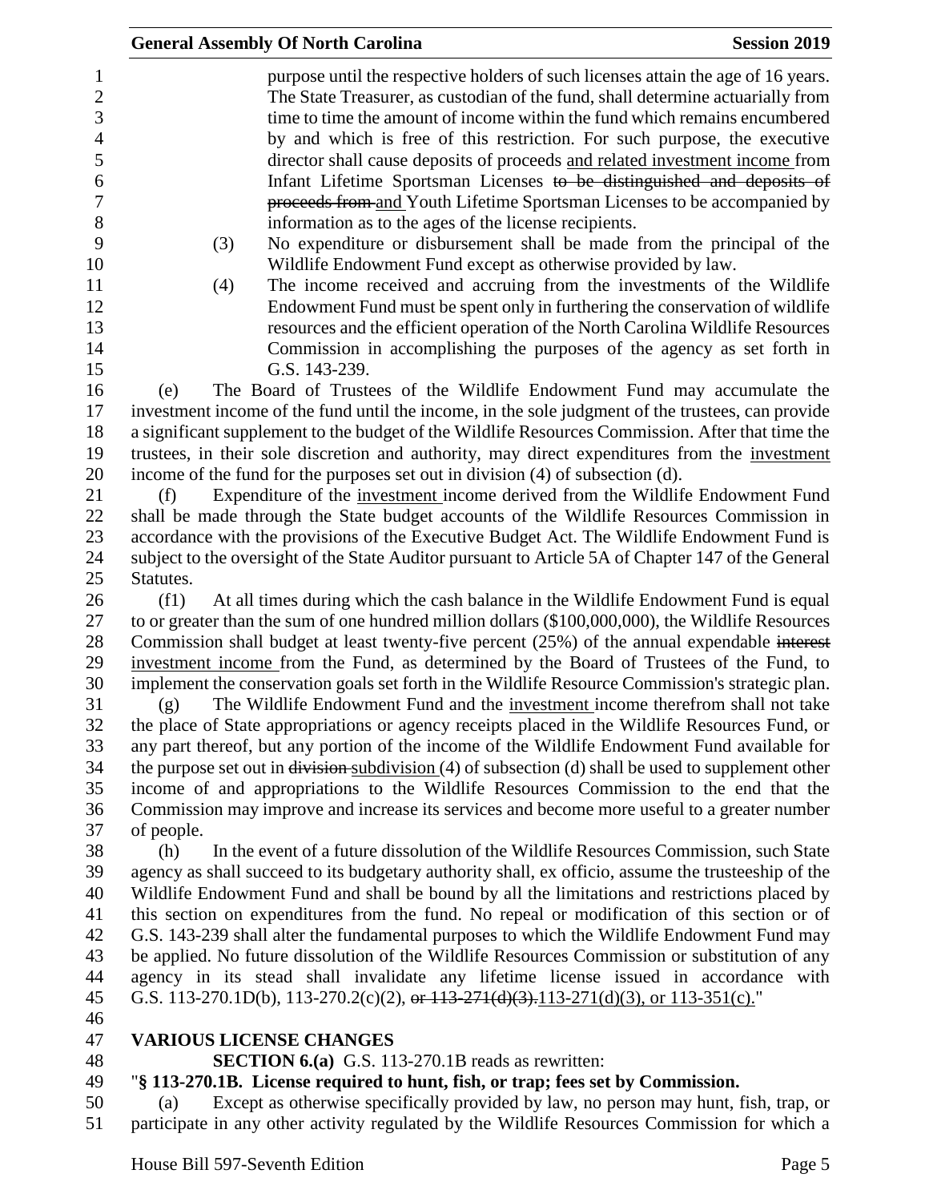purpose until the respective holders of such licenses attain the age of 16 years. The State Treasurer, as custodian of the fund, shall determine actuarially from time to time the amount of income within the fund which remains encumbered by and which is free of this restriction. For such purpose, the executive director shall cause deposits of proceeds <u>and related investment income</u> from Infant Lifetime Sportsman Licenses ~~to be distinguished and deposits of proceeds from~~ <u>and</u> Youth Lifetime Sportsman Licenses to be accompanied by information as to the ages of the license recipients.

(3) No expenditure or disbursement shall be made from the principal of the Wildlife Endowment Fund except as otherwise provided by law.

(4) The income received and accruing from the investments of the Wildlife Endowment Fund must be spent only in furthering the conservation of wildlife resources and the efficient operation of the North Carolina Wildlife Resources Commission in accomplishing the purposes of the agency as set forth in G.S. 143-239.

(e) The Board of Trustees of the Wildlife Endowment Fund may accumulate the investment income of the fund until the income, in the sole judgment of the trustees, can provide a significant supplement to the budget of the Wildlife Resources Commission. After that time the trustees, in their sole discretion and authority, may direct expenditures from the <u>investment</u> income of the fund for the purposes set out in division (4) of subsection (d).

(f) Expenditure of the <u>investment</u> income derived from the Wildlife Endowment Fund shall be made through the State budget accounts of the Wildlife Resources Commission in accordance with the provisions of the Executive Budget Act. The Wildlife Endowment Fund is subject to the oversight of the State Auditor pursuant to Article 5A of Chapter 147 of the General Statutes.

(f1) At all times during which the cash balance in the Wildlife Endowment Fund is equal to or greater than the sum of one hundred million dollars ($100,000,000), the Wildlife Resources Commission shall budget at least twenty-five percent (25%) of the annual expendable ~~interest~~ <u>investment income</u> from the Fund, as determined by the Board of Trustees of the Fund, to implement the conservation goals set forth in the Wildlife Resource Commission's strategic plan.

(g) The Wildlife Endowment Fund and the <u>investment</u> income therefrom shall not take the place of State appropriations or agency receipts placed in the Wildlife Resources Fund, or any part thereof, but any portion of the income of the Wildlife Endowment Fund available for the purpose set out in ~~division~~ <u>subdivision</u> (4) of subsection (d) shall be used to supplement other income of and appropriations to the Wildlife Resources Commission to the end that the Commission may improve and increase its services and become more useful to a greater number of people.

(h) In the event of a future dissolution of the Wildlife Resources Commission, such State agency as shall succeed to its budgetary authority shall, ex officio, assume the trusteeship of the Wildlife Endowment Fund and shall be bound by all the limitations and restrictions placed by this section on expenditures from the fund. No repeal or modification of this section or of G.S. 143-239 shall alter the fundamental purposes to which the Wildlife Endowment Fund may be applied. No future dissolution of the Wildlife Resources Commission or substitution of any agency in its stead shall invalidate any lifetime license issued in accordance with G.S. 113-270.1D(b), 113-270.2(c)(2), ~~or 113-271(d)(3).~~<u>113-271(d)(3), or 113-351(c).</u>"

**VARIOUS LICENSE CHANGES**

**SECTION 6.(a)** G.S. 113-270.1B reads as rewritten:

"**§ 113-270.1B. License required to hunt, fish, or trap; fees set by Commission.**

(a) Except as otherwise specifically provided by law, no person may hunt, fish, trap, or participate in any other activity regulated by the Wildlife Resources Commission for which a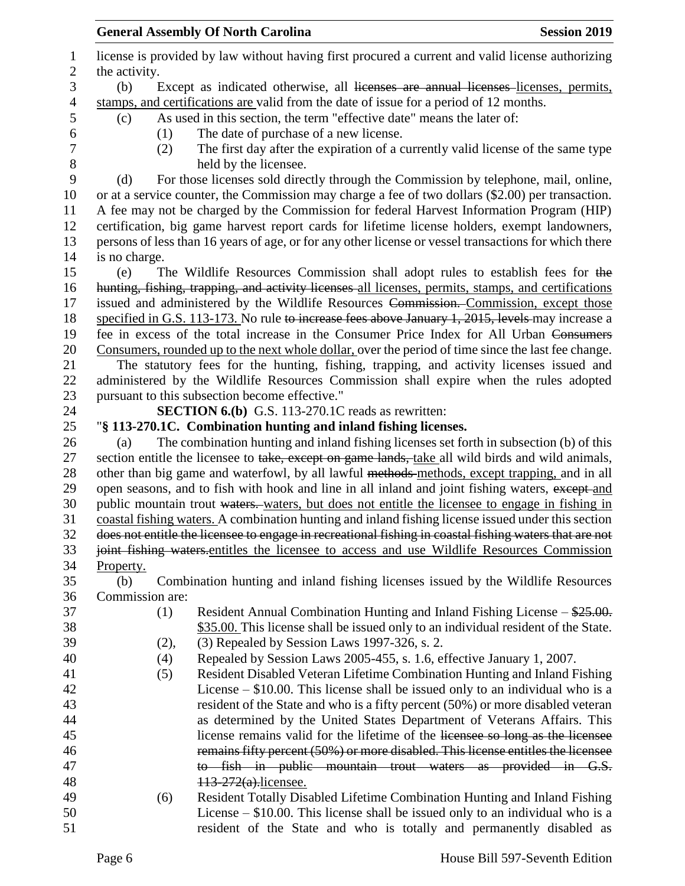license is provided by law without having first procured a current and valid license authorizing the activity.

(b) Except as indicated otherwise, all ~~licenses are annual licenses~~ licenses, permits, stamps, and certifications are valid from the date of issue for a period of 12 months.

(c) As used in this section, the term "effective date" means the later of:

(1) The date of purchase of a new license.

(2) The first day after the expiration of a currently valid license of the same type held by the licensee.

(d) For those licenses sold directly through the Commission by telephone, mail, online, or at a service counter, the Commission may charge a fee of two dollars ($2.00) per transaction. A fee may not be charged by the Commission for federal Harvest Information Program (HIP) certification, big game harvest report cards for lifetime license holders, exempt landowners, persons of less than 16 years of age, or for any other license or vessel transactions for which there is no charge.

(e) The Wildlife Resources Commission shall adopt rules to establish fees for ~~the hunting, fishing, trapping, and activity licenses~~ all licenses, permits, stamps, and certifications issued and administered by the Wildlife Resources ~~Commission.~~ Commission, except those specified in G.S. 113-173. No rule ~~to increase fees above January 1, 2015, levels~~ may increase a fee in excess of the total increase in the Consumer Price Index for All Urban ~~Consumers~~ Consumers, rounded up to the next whole dollar, over the period of time since the last fee change.

The statutory fees for the hunting, fishing, trapping, and activity licenses issued and administered by the Wildlife Resources Commission shall expire when the rules adopted pursuant to this subsection become effective."

**SECTION 6.(b)** G.S. 113-270.1C reads as rewritten:

"**§ 113-270.1C. Combination hunting and inland fishing licenses.**

(a) The combination hunting and inland fishing licenses set forth in subsection (b) of this section entitle the licensee to ~~take, except on game lands,~~ take all wild birds and wild animals, other than big game and waterfowl, by all lawful ~~methods~~ methods, except trapping, and in all open seasons, and to fish with hook and line in all inland and joint fishing waters, ~~except~~ and public mountain trout ~~waters.~~ waters, but does not entitle the licensee to engage in fishing in coastal fishing waters. A combination hunting and inland fishing license issued under this section ~~does not entitle the licensee to engage in recreational fishing in coastal fishing waters that are not joint fishing waters.~~ entitles the licensee to access and use Wildlife Resources Commission Property.

(b) Combination hunting and inland fishing licenses issued by the Wildlife Resources Commission are:

(1) Resident Annual Combination Hunting and Inland Fishing License – ~~$25.00.~~ $35.00. This license shall be issued only to an individual resident of the State.

(2), (3) Repealed by Session Laws 1997-326, s. 2.

(4) Repealed by Session Laws 2005-455, s. 1.6, effective January 1, 2007.

(5) Resident Disabled Veteran Lifetime Combination Hunting and Inland Fishing License – $10.00. This license shall be issued only to an individual who is a resident of the State and who is a fifty percent (50%) or more disabled veteran as determined by the United States Department of Veterans Affairs. This license remains valid for the lifetime of the ~~licensee so long as the licensee remains fifty percent (50%) or more disabled. This license entitles the licensee to fish in public mountain trout waters as provided in G.S. 113-272(a).~~ licensee.

(6) Resident Totally Disabled Lifetime Combination Hunting and Inland Fishing License – $10.00. This license shall be issued only to an individual who is a resident of the State and who is totally and permanently disabled as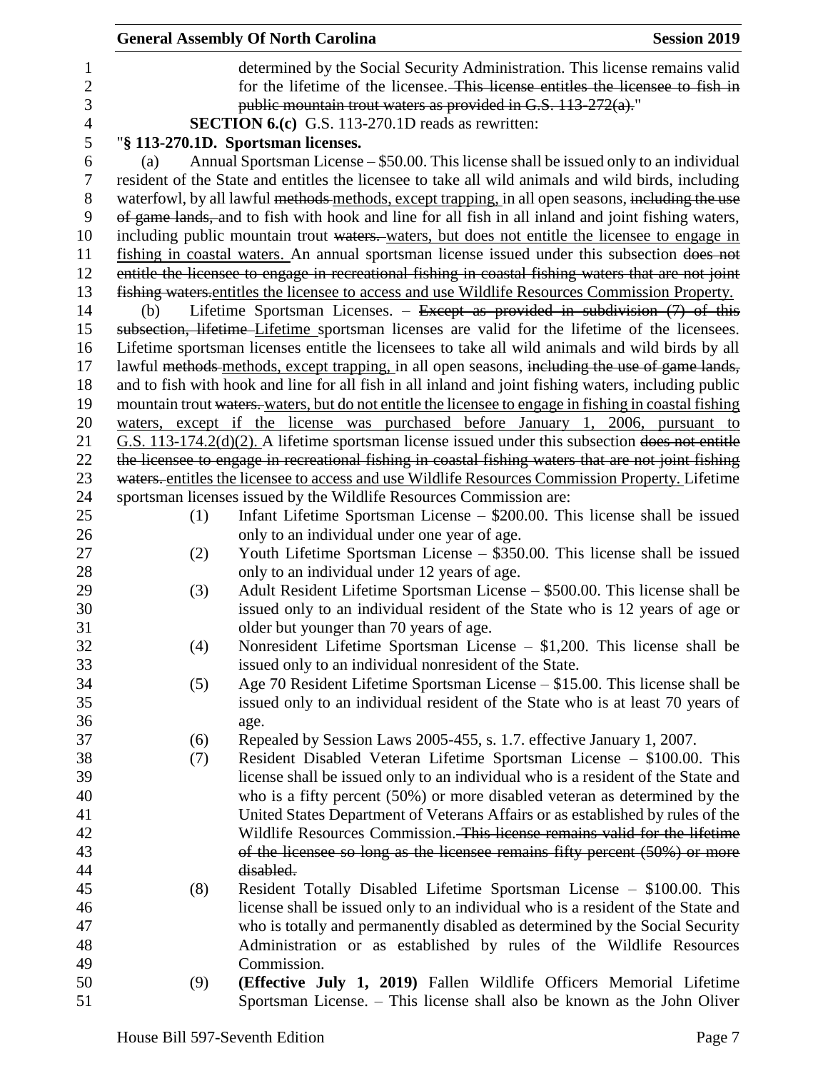determined by the Social Security Administration. This license remains valid for the lifetime of the licensee. ~~This license entitles the licensee to fish in public mountain trout waters as provided in G.S. 113-272(a).~~"

**SECTION 6.(c)** G.S. 113-270.1D reads as rewritten:

"**§ 113-270.1D. Sportsman licenses.**

(a) Annual Sportsman License – $50.00. This license shall be issued only to an individual resident of the State and entitles the licensee to take all wild animals and wild birds, including waterfowl, by all lawful ~~methods~~ methods, except trapping, in all open seasons, ~~including the use of game lands,~~ and to fish with hook and line for all fish in all inland and joint fishing waters, including public mountain trout ~~waters.~~ waters, but does not entitle the licensee to engage in fishing in coastal waters. An annual sportsman license issued under this subsection ~~does not entitle the licensee to engage in recreational fishing in coastal fishing waters that are not joint fishing waters.~~ entitles the licensee to access and use Wildlife Resources Commission Property.

(b) Lifetime Sportsman Licenses. – ~~Except as provided in subdivision (7) of this subsection, lifetime~~ Lifetime sportsman licenses are valid for the lifetime of the licensees. Lifetime sportsman licenses entitle the licensees to take all wild animals and wild birds by all lawful ~~methods~~ methods, except trapping, in all open seasons, ~~including the use of game lands,~~ and to fish with hook and line for all fish in all inland and joint fishing waters, including public mountain trout ~~waters.~~ waters, but do not entitle the licensee to engage in fishing in coastal fishing waters, except if the license was purchased before January 1, 2006, pursuant to G.S. 113-174.2(d)(2). A lifetime sportsman license issued under this subsection ~~does not entitle the licensee to engage in recreational fishing in coastal fishing waters that are not joint fishing waters.~~ entitles the licensee to access and use Wildlife Resources Commission Property. Lifetime sportsman licenses issued by the Wildlife Resources Commission are:

(1) Infant Lifetime Sportsman License – $200.00. This license shall be issued only to an individual under one year of age.

(2) Youth Lifetime Sportsman License – $350.00. This license shall be issued only to an individual under 12 years of age.

(3) Adult Resident Lifetime Sportsman License – $500.00. This license shall be issued only to an individual resident of the State who is 12 years of age or older but younger than 70 years of age.

(4) Nonresident Lifetime Sportsman License – $1,200. This license shall be issued only to an individual nonresident of the State.

(5) Age 70 Resident Lifetime Sportsman License – $15.00. This license shall be issued only to an individual resident of the State who is at least 70 years of age.

(6) Repealed by Session Laws 2005-455, s. 1.7. effective January 1, 2007.

(7) Resident Disabled Veteran Lifetime Sportsman License – $100.00. This license shall be issued only to an individual who is a resident of the State and who is a fifty percent (50%) or more disabled veteran as determined by the United States Department of Veterans Affairs or as established by rules of the Wildlife Resources Commission. ~~This license remains valid for the lifetime of the licensee so long as the licensee remains fifty percent (50%) or more disabled.~~

(8) Resident Totally Disabled Lifetime Sportsman License – $100.00. This license shall be issued only to an individual who is a resident of the State and who is totally and permanently disabled as determined by the Social Security Administration or as established by rules of the Wildlife Resources Commission.

(9) **(Effective July 1, 2019)** Fallen Wildlife Officers Memorial Lifetime Sportsman License. – This license shall also be known as the John Oliver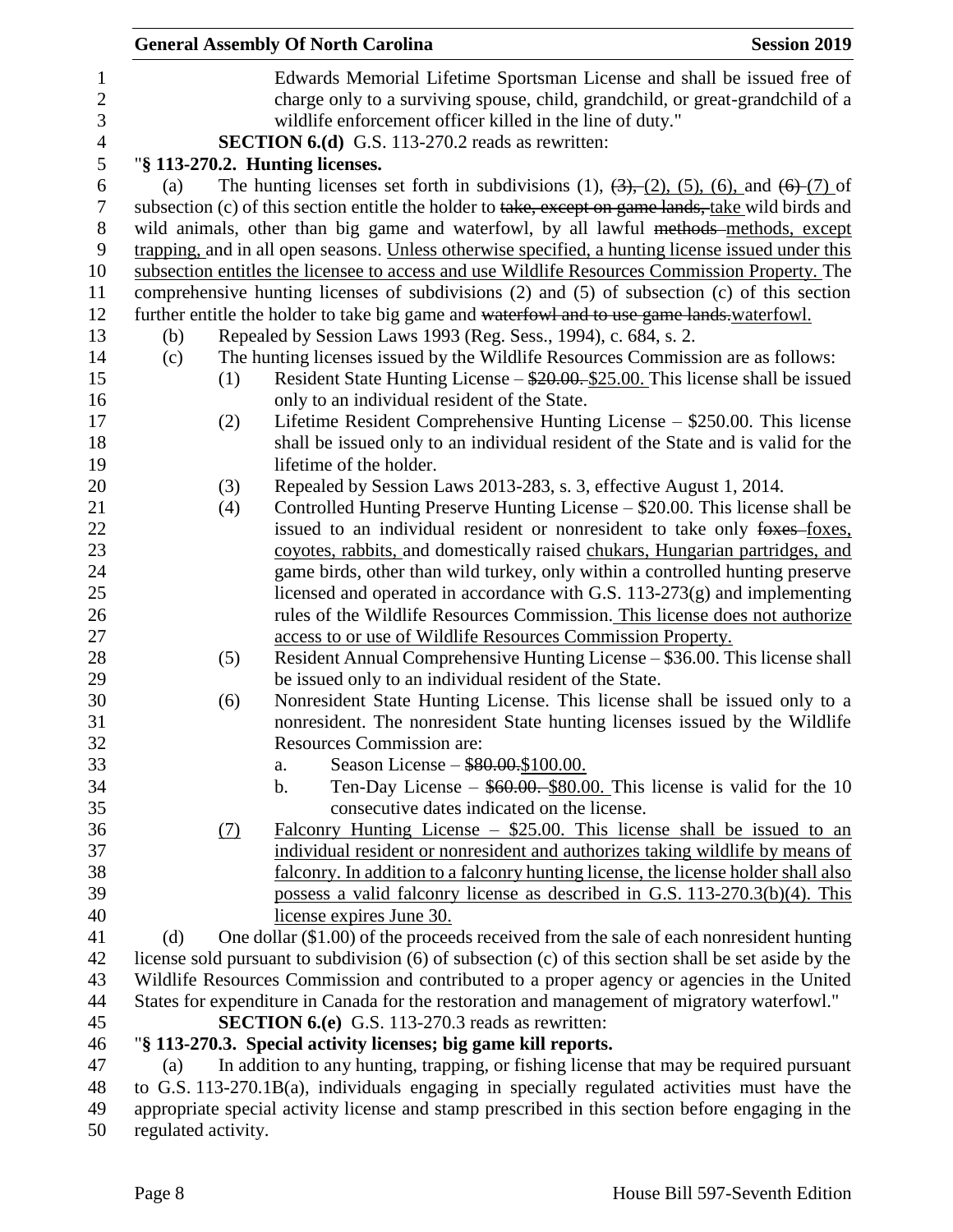Edwards Memorial Lifetime Sportsman License and shall be issued free of charge only to a surviving spouse, child, grandchild, or great-grandchild of a wildlife enforcement officer killed in the line of duty."

**SECTION 6.(d)** G.S. 113-270.2 reads as rewritten:

"**§ 113-270.2. Hunting licenses.**

(a) The hunting licenses set forth in subdivisions (1), ~~(3),~~ (2), (5), (6), and ~~(6)~~ (7) of subsection (c) of this section entitle the holder to ~~take, except on game lands,~~ take wild birds and wild animals, other than big game and waterfowl, by all lawful ~~methods~~ methods, except trapping, and in all open seasons. Unless otherwise specified, a hunting license issued under this subsection entitles the licensee to access and use Wildlife Resources Commission Property. The comprehensive hunting licenses of subdivisions (2) and (5) of subsection (c) of this section further entitle the holder to take big game and ~~waterfowl and to use game lands.~~ waterfowl.

(b) Repealed by Session Laws 1993 (Reg. Sess., 1994), c. 684, s. 2.

(c) The hunting licenses issued by the Wildlife Resources Commission are as follows:

(1) Resident State Hunting License – ~~\$20.00.~~ \$25.00. This license shall be issued only to an individual resident of the State.

(2) Lifetime Resident Comprehensive Hunting License – \$250.00. This license shall be issued only to an individual resident of the State and is valid for the lifetime of the holder.

(3) Repealed by Session Laws 2013-283, s. 3, effective August 1, 2014.

(4) Controlled Hunting Preserve Hunting License – \$20.00. This license shall be issued to an individual resident or nonresident to take only ~~foxes~~ foxes, coyotes, rabbits, and domestically raised chukars, Hungarian partridges, and game birds, other than wild turkey, only within a controlled hunting preserve licensed and operated in accordance with G.S. 113-273(g) and implementing rules of the Wildlife Resources Commission. This license does not authorize access to or use of Wildlife Resources Commission Property.

(5) Resident Annual Comprehensive Hunting License – \$36.00. This license shall be issued only to an individual resident of the State.

(6) Nonresident State Hunting License. This license shall be issued only to a nonresident. The nonresident State hunting licenses issued by the Wildlife Resources Commission are:

a. Season License – ~~\$80.00.~~ \$100.00.

b. Ten-Day License – ~~\$60.00.~~ \$80.00. This license is valid for the 10 consecutive dates indicated on the license.

(7) Falconry Hunting License – \$25.00. This license shall be issued to an individual resident or nonresident and authorizes taking wildlife by means of falconry. In addition to a falconry hunting license, the license holder shall also possess a valid falconry license as described in G.S. 113-270.3(b)(4). This license expires June 30.

(d) One dollar (\$1.00) of the proceeds received from the sale of each nonresident hunting license sold pursuant to subdivision (6) of subsection (c) of this section shall be set aside by the Wildlife Resources Commission and contributed to a proper agency or agencies in the United States for expenditure in Canada for the restoration and management of migratory waterfowl."

**SECTION 6.(e)** G.S. 113-270.3 reads as rewritten:

"**§ 113-270.3. Special activity licenses; big game kill reports.**

(a) In addition to any hunting, trapping, or fishing license that may be required pursuant to G.S. 113-270.1B(a), individuals engaging in specially regulated activities must have the appropriate special activity license and stamp prescribed in this section before engaging in the regulated activity.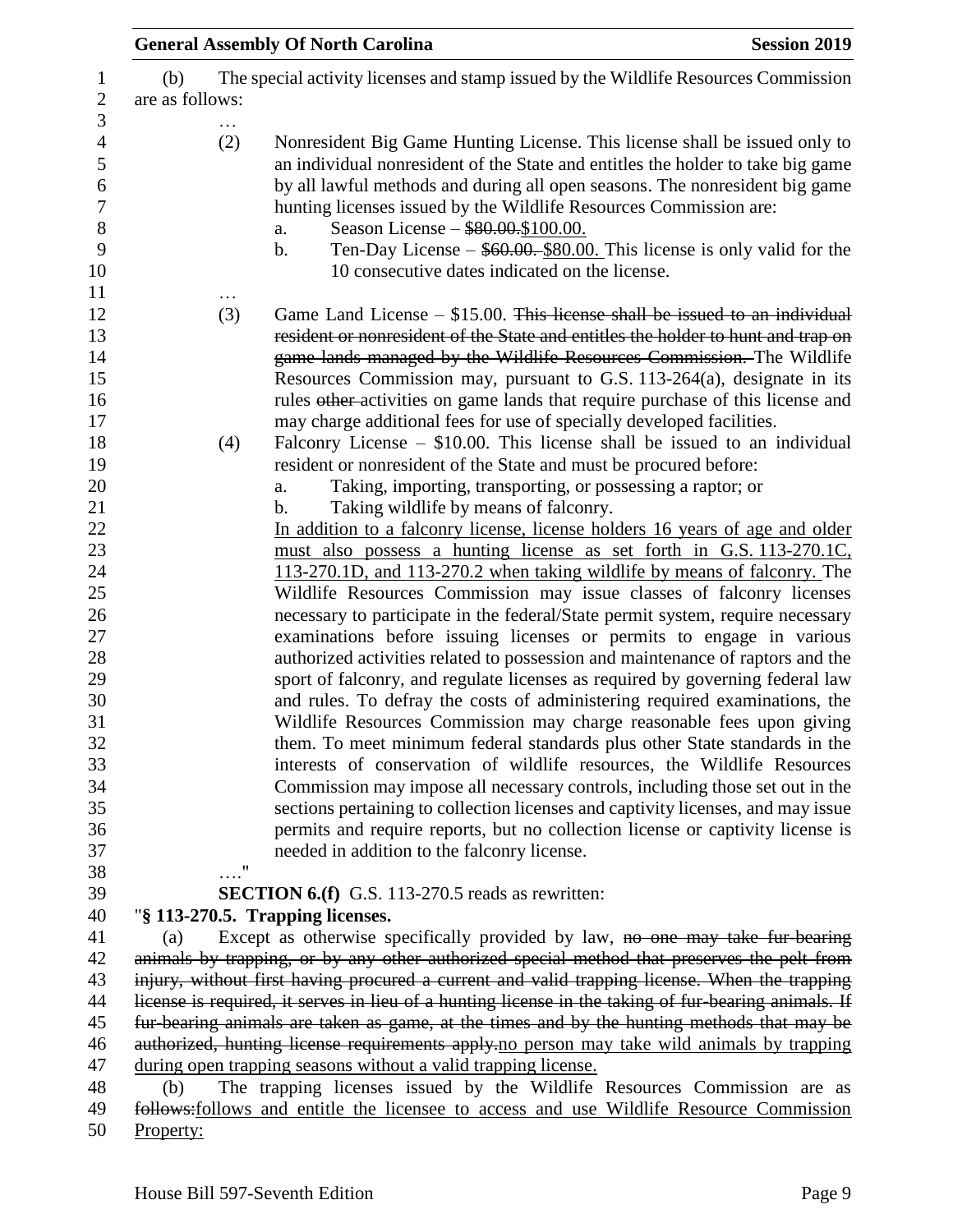(b) The special activity licenses and stamp issued by the Wildlife Resources Commission are as follows:

…

(2) Nonresident Big Game Hunting License. This license shall be issued only to an individual nonresident of the State and entitles the holder to take big game by all lawful methods and during all open seasons. The nonresident big game hunting licenses issued by the Wildlife Resources Commission are:

a. Season License – ~~$80.00.~~$100.00.

b. Ten-Day License – ~~$60.00.~~ $80.00. This license is only valid for the 10 consecutive dates indicated on the license.

…

(3) Game Land License – $15.00. ~~This license shall be issued to an individual resident or nonresident of the State and entitles the holder to hunt and trap on game lands managed by the Wildlife Resources Commission.~~ The Wildlife Resources Commission may, pursuant to G.S. 113-264(a), designate in its rules ~~other~~ activities on game lands that require purchase of this license and may charge additional fees for use of specially developed facilities.

(4) Falconry License – $10.00. This license shall be issued to an individual resident or nonresident of the State and must be procured before:

a. Taking, importing, transporting, or possessing a raptor; or

b. Taking wildlife by means of falconry.

In addition to a falconry license, license holders 16 years of age and older must also possess a hunting license as set forth in G.S. 113-270.1C, 113-270.1D, and 113-270.2 when taking wildlife by means of falconry. The Wildlife Resources Commission may issue classes of falconry licenses necessary to participate in the federal/State permit system, require necessary examinations before issuing licenses or permits to engage in various authorized activities related to possession and maintenance of raptors and the sport of falconry, and regulate licenses as required by governing federal law and rules. To defray the costs of administering required examinations, the Wildlife Resources Commission may charge reasonable fees upon giving them. To meet minimum federal standards plus other State standards in the interests of conservation of wildlife resources, the Wildlife Resources Commission may impose all necessary controls, including those set out in the sections pertaining to collection licenses and captivity licenses, and may issue permits and require reports, but no collection license or captivity license is needed in addition to the falconry license.

…."

**SECTION 6.(f)** G.S. 113-270.5 reads as rewritten:

"**§ 113-270.5. Trapping licenses.**

(a) Except as otherwise specifically provided by law, ~~no one may take fur-bearing animals by trapping, or by any other authorized special method that preserves the pelt from injury, without first having procured a current and valid trapping license. When the trapping license is required, it serves in lieu of a hunting license in the taking of fur-bearing animals. If fur-bearing animals are taken as game, at the times and by the hunting methods that may be authorized, hunting license requirements apply.~~no person may take wild animals by trapping during open trapping seasons without a valid trapping license.

(b) The trapping licenses issued by the Wildlife Resources Commission are as ~~follows:~~follows and entitle the licensee to access and use Wildlife Resource Commission Property: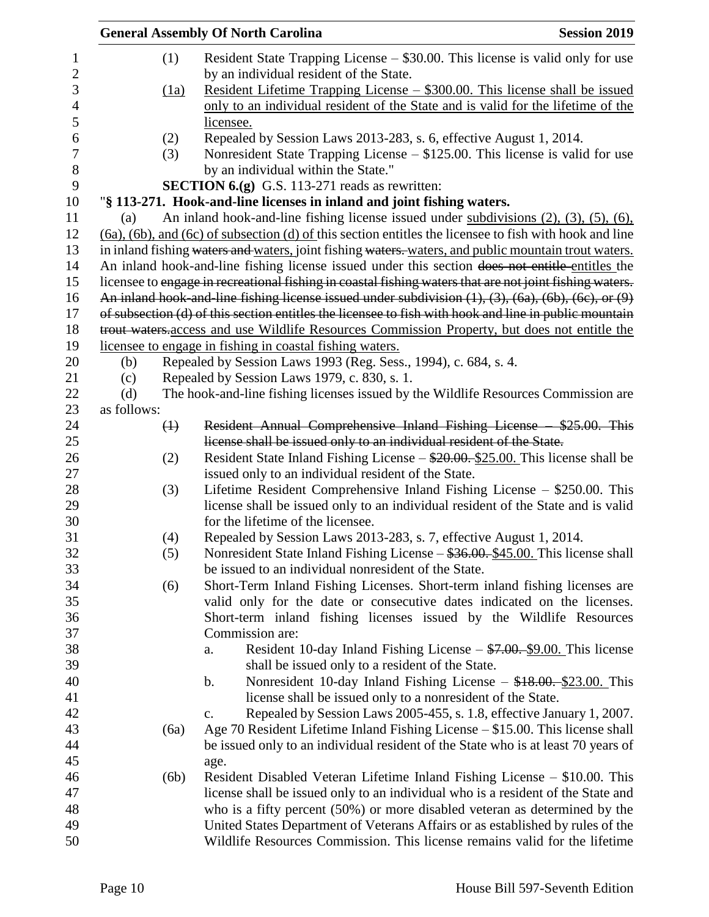(1) Resident State Trapping License – \$30.00. This license is valid only for use by an individual resident of the State.

(1a) Resident Lifetime Trapping License – \$300.00. This license shall be issued only to an individual resident of the State and is valid for the lifetime of the licensee.

(2) Repealed by Session Laws 2013-283, s. 6, effective August 1, 2014.

(3) Nonresident State Trapping License – \$125.00. This license is valid for use by an individual within the State."

**SECTION 6.(g)** G.S. 113-271 reads as rewritten:

"**§ 113-271. Hook-and-line licenses in inland and joint fishing waters.**

(a) An inland hook-and-line fishing license issued under subdivisions (2), (3), (5), (6), (6a), (6b), and (6c) of subsection (d) of this section entitles the licensee to fish with hook and line in inland fishing ~~waters and~~ waters, joint fishing ~~waters.~~ waters, and public mountain trout waters. An inland hook-and-line fishing license issued under this section ~~does not entitle~~ entitles the licensee to ~~engage in recreational fishing in coastal fishing waters that are not joint fishing waters. An inland hook-and-line fishing license issued under subdivision (1), (3), (6a), (6b), (6c), or (9) of subsection (d) of this section entitles the licensee to fish with hook and line in public mountain trout waters.~~ access and use Wildlife Resources Commission Property, but does not entitle the licensee to engage in fishing in coastal fishing waters.

(b) Repealed by Session Laws 1993 (Reg. Sess., 1994), c. 684, s. 4.

(c) Repealed by Session Laws 1979, c. 830, s. 1.

(d) The hook-and-line fishing licenses issued by the Wildlife Resources Commission are as follows:

~~(1) Resident Annual Comprehensive Inland Fishing License – \$25.00. This license shall be issued only to an individual resident of the State.~~

(2) Resident State Inland Fishing License – ~~\$20.00.~~ \$25.00. This license shall be issued only to an individual resident of the State.

(3) Lifetime Resident Comprehensive Inland Fishing License – \$250.00. This license shall be issued only to an individual resident of the State and is valid for the lifetime of the licensee.

(4) Repealed by Session Laws 2013-283, s. 7, effective August 1, 2014.

(5) Nonresident State Inland Fishing License – ~~\$36.00.~~ \$45.00. This license shall be issued to an individual nonresident of the State.

(6) Short-Term Inland Fishing Licenses. Short-term inland fishing licenses are valid only for the date or consecutive dates indicated on the licenses. Short-term inland fishing licenses issued by the Wildlife Resources Commission are:

a. Resident 10-day Inland Fishing License – ~~\$7.00.~~ \$9.00. This license shall be issued only to a resident of the State.

b. Nonresident 10-day Inland Fishing License – ~~\$18.00.~~ \$23.00. This license shall be issued only to a nonresident of the State.

c. Repealed by Session Laws 2005-455, s. 1.8, effective January 1, 2007.

(6a) Age 70 Resident Lifetime Inland Fishing License – \$15.00. This license shall be issued only to an individual resident of the State who is at least 70 years of age.

(6b) Resident Disabled Veteran Lifetime Inland Fishing License – \$10.00. This license shall be issued only to an individual who is a resident of the State and who is a fifty percent (50%) or more disabled veteran as determined by the United States Department of Veterans Affairs or as established by rules of the Wildlife Resources Commission. This license remains valid for the lifetime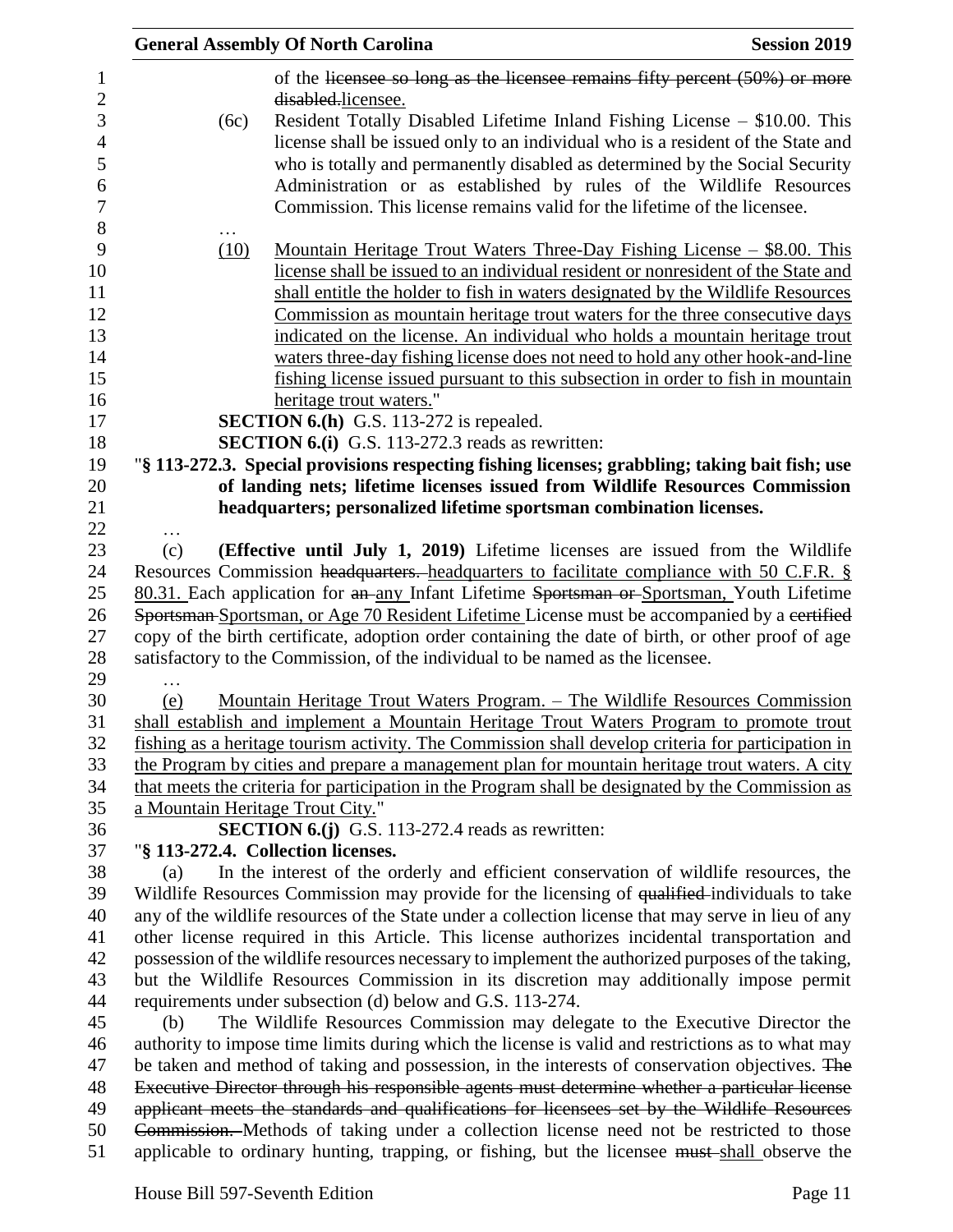of the ~~licensee so long as the licensee remains fifty percent (50%) or more disabled.~~licensee.

(6c) Resident Totally Disabled Lifetime Inland Fishing License – $10.00. This license shall be issued only to an individual who is a resident of the State and who is totally and permanently disabled as determined by the Social Security Administration or as established by rules of the Wildlife Resources Commission. This license remains valid for the lifetime of the licensee.

…

<u>(10) Mountain Heritage Trout Waters Three-Day Fishing License – $8.00. This license shall be issued to an individual resident or nonresident of the State and shall entitle the holder to fish in waters designated by the Wildlife Resources Commission as mountain heritage trout waters for the three consecutive days indicated on the license. An individual who holds a mountain heritage trout waters three-day fishing license does not need to hold any other hook-and-line fishing license issued pursuant to this subsection in order to fish in mountain heritage trout waters.</u>"

**SECTION 6.(h)** G.S. 113-272 is repealed.

**SECTION 6.(i)** G.S. 113-272.3 reads as rewritten:

"**§ 113-272.3. Special provisions respecting fishing licenses; grabbling; taking bait fish; use of landing nets; lifetime licenses issued from Wildlife Resources Commission headquarters; personalized lifetime sportsman combination licenses.**

…

(c) **(Effective until July 1, 2019)** Lifetime licenses are issued from the Wildlife Resources Commission ~~headquarters.~~ <u>headquarters to facilitate compliance with 50 C.F.R. § 80.31.</u> Each application for ~~an~~ <u>any</u> Infant Lifetime ~~Sportsman or~~ <u>Sportsman,</u> Youth Lifetime ~~Sportsman~~ <u>Sportsman, or Age 70 Resident Lifetime</u> License must be accompanied by a ~~certified~~ copy of the birth certificate, adoption order containing the date of birth, or other proof of age satisfactory to the Commission, of the individual to be named as the licensee.

…

<u>(e) Mountain Heritage Trout Waters Program. – The Wildlife Resources Commission shall establish and implement a Mountain Heritage Trout Waters Program to promote trout fishing as a heritage tourism activity. The Commission shall develop criteria for participation in the Program by cities and prepare a management plan for mountain heritage trout waters. A city that meets the criteria for participation in the Program shall be designated by the Commission as a Mountain Heritage Trout City.</u>"

**SECTION 6.(j)** G.S. 113-272.4 reads as rewritten:

"**§ 113-272.4. Collection licenses.**

(a) In the interest of the orderly and efficient conservation of wildlife resources, the Wildlife Resources Commission may provide for the licensing of ~~qualified~~ individuals to take any of the wildlife resources of the State under a collection license that may serve in lieu of any other license required in this Article. This license authorizes incidental transportation and possession of the wildlife resources necessary to implement the authorized purposes of the taking, but the Wildlife Resources Commission in its discretion may additionally impose permit requirements under subsection (d) below and G.S. 113-274.

(b) The Wildlife Resources Commission may delegate to the Executive Director the authority to impose time limits during which the license is valid and restrictions as to what may be taken and method of taking and possession, in the interests of conservation objectives. ~~The Executive Director through his responsible agents must determine whether a particular license applicant meets the standards and qualifications for licensees set by the Wildlife Resources Commission.~~ Methods of taking under a collection license need not be restricted to those applicable to ordinary hunting, trapping, or fishing, but the licensee ~~must~~ <u>shall</u> observe the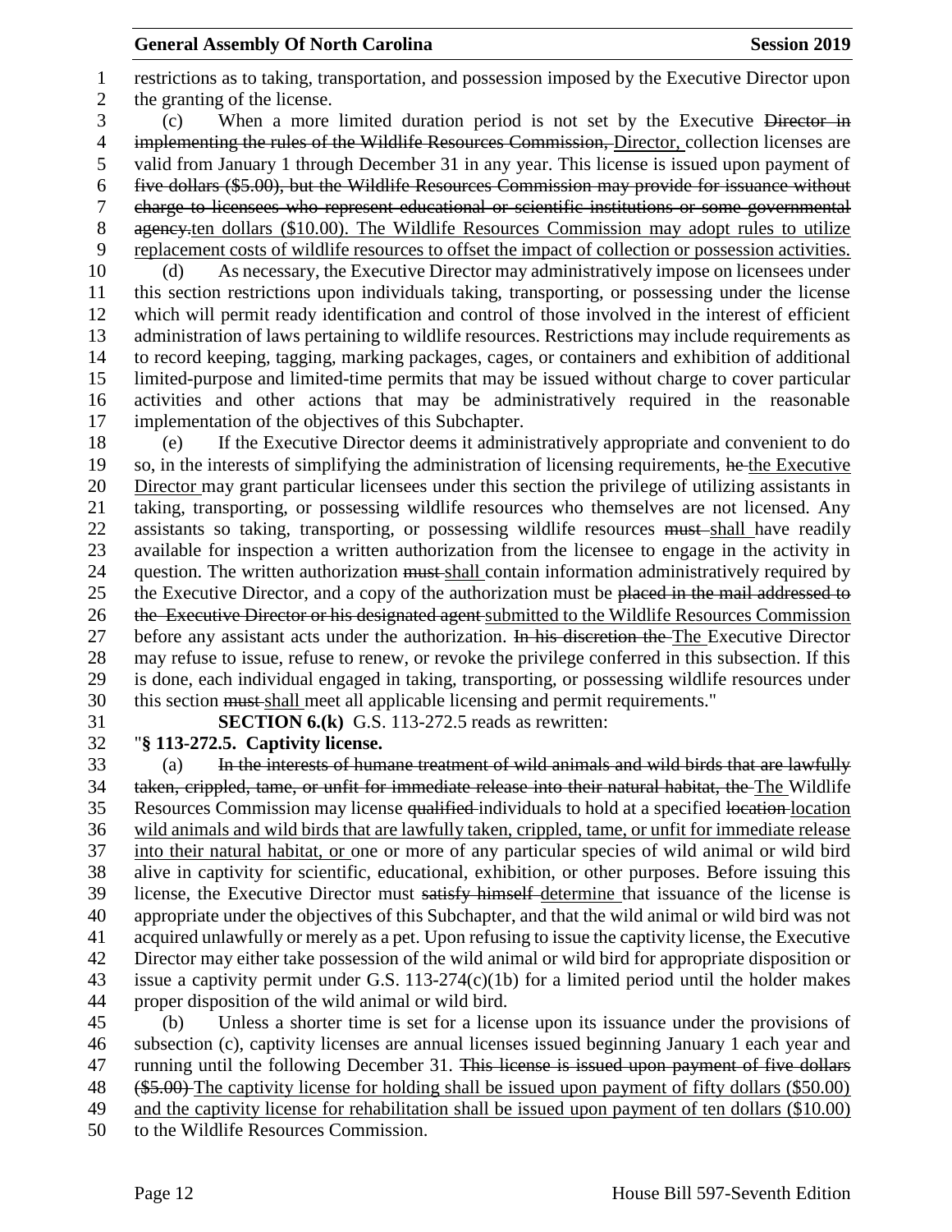restrictions as to taking, transportation, and possession imposed by the Executive Director upon the granting of the license.

(c) When a more limited duration period is not set by the Executive ~~Director in implementing the rules of the Wildlife Resources Commission,~~ Director, collection licenses are valid from January 1 through December 31 in any year. This license is issued upon payment of ~~five dollars ($5.00), but the Wildlife Resources Commission may provide for issuance without charge to licensees who represent educational or scientific institutions or some governmental agency.~~ten dollars ($10.00). The Wildlife Resources Commission may adopt rules to utilize replacement costs of wildlife resources to offset the impact of collection or possession activities.

(d) As necessary, the Executive Director may administratively impose on licensees under this section restrictions upon individuals taking, transporting, or possessing under the license which will permit ready identification and control of those involved in the interest of efficient administration of laws pertaining to wildlife resources. Restrictions may include requirements as to record keeping, tagging, marking packages, cages, or containers and exhibition of additional limited-purpose and limited-time permits that may be issued without charge to cover particular activities and other actions that may be administratively required in the reasonable implementation of the objectives of this Subchapter.

(e) If the Executive Director deems it administratively appropriate and convenient to do so, in the interests of simplifying the administration of licensing requirements, ~~he~~ the Executive Director may grant particular licensees under this section the privilege of utilizing assistants in taking, transporting, or possessing wildlife resources who themselves are not licensed. Any assistants so taking, transporting, or possessing wildlife resources ~~must~~ shall have readily available for inspection a written authorization from the licensee to engage in the activity in question. The written authorization ~~must~~ shall contain information administratively required by the Executive Director, and a copy of the authorization must be ~~placed in the mail addressed to the Executive Director or his designated agent~~ submitted to the Wildlife Resources Commission before any assistant acts under the authorization. ~~In his discretion the~~ The Executive Director may refuse to issue, refuse to renew, or revoke the privilege conferred in this subsection. If this is done, each individual engaged in taking, transporting, or possessing wildlife resources under this section ~~must~~ shall meet all applicable licensing and permit requirements."

**SECTION 6.(k)** G.S. 113-272.5 reads as rewritten:

"**§ 113-272.5. Captivity license.**

(a) ~~In the interests of humane treatment of wild animals and wild birds that are lawfully taken, crippled, tame, or unfit for immediate release into their natural habitat, the~~ The Wildlife Resources Commission may license ~~qualified~~ individuals to hold at a specified ~~location~~ location wild animals and wild birds that are lawfully taken, crippled, tame, or unfit for immediate release into their natural habitat, or one or more of any particular species of wild animal or wild bird alive in captivity for scientific, educational, exhibition, or other purposes. Before issuing this license, the Executive Director must ~~satisfy himself~~ determine that issuance of the license is appropriate under the objectives of this Subchapter, and that the wild animal or wild bird was not acquired unlawfully or merely as a pet. Upon refusing to issue the captivity license, the Executive Director may either take possession of the wild animal or wild bird for appropriate disposition or issue a captivity permit under G.S. 113-274(c)(1b) for a limited period until the holder makes proper disposition of the wild animal or wild bird.

(b) Unless a shorter time is set for a license upon its issuance under the provisions of subsection (c), captivity licenses are annual licenses issued beginning January 1 each year and running until the following December 31. ~~This license is issued upon payment of five dollars ($5.00)~~ The captivity license for holding shall be issued upon payment of fifty dollars ($50.00) and the captivity license for rehabilitation shall be issued upon payment of ten dollars ($10.00) to the Wildlife Resources Commission.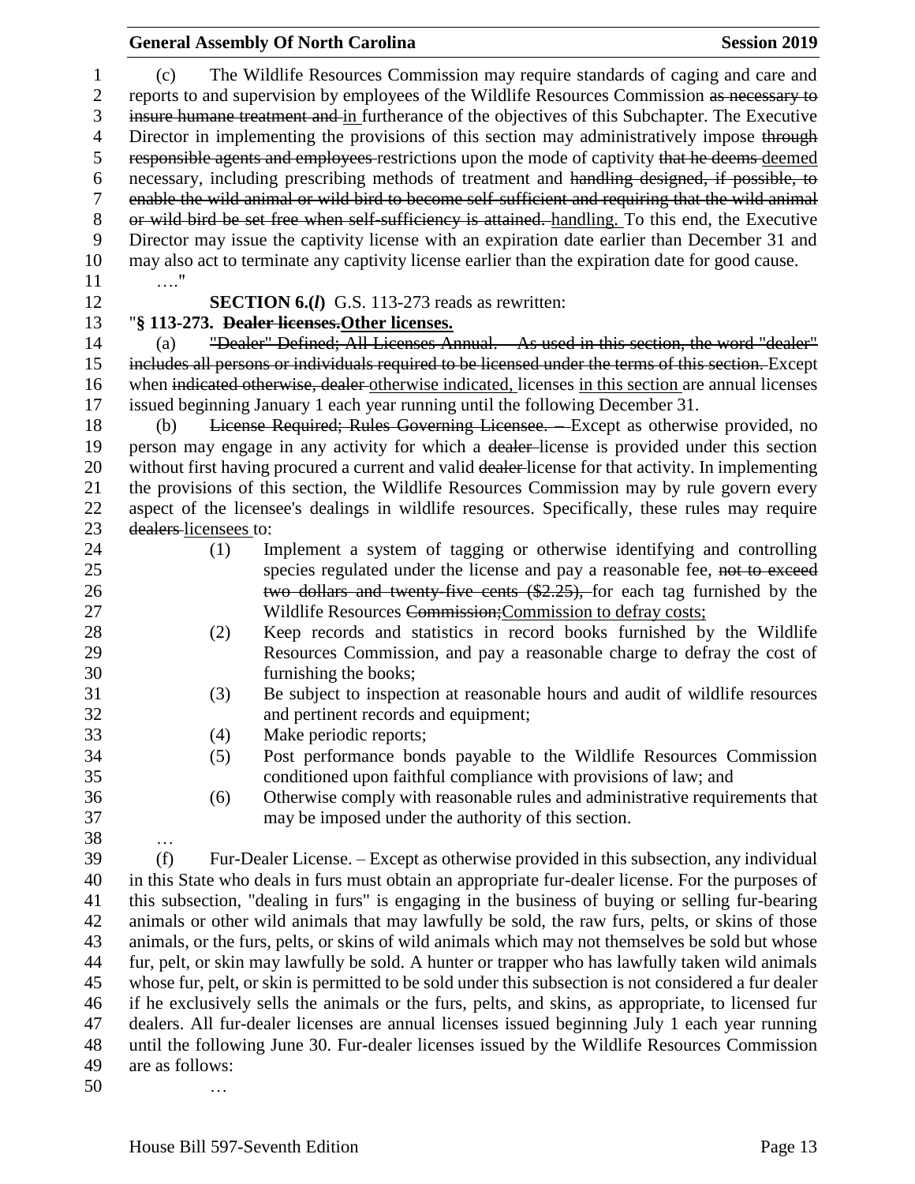(c) The Wildlife Resources Commission may require standards of caging and care and reports to and supervision by employees of the Wildlife Resources Commission ~~as necessary to insure humane treatment and~~ in furtherance of the objectives of this Subchapter. The Executive Director in implementing the provisions of this section may administratively impose ~~through responsible agents and employees~~ restrictions upon the mode of captivity ~~that he deems~~ deemed necessary, including prescribing methods of treatment and ~~handling designed, if possible, to enable the wild animal or wild bird to become self-sufficient and requiring that the wild animal or wild bird be set free when self-sufficiency is attained.~~ handling. To this end, the Executive Director may issue the captivity license with an expiration date earlier than December 31 and may also act to terminate any captivity license earlier than the expiration date for good cause.

…."

**SECTION 6.(*l*)** G.S. 113-273 reads as rewritten:

"**§ 113-273. ~~Dealer licenses.~~Other licenses.**

(a) ~~"Dealer" Defined; All Licenses Annual. – As used in this section, the word "dealer" includes all persons or individuals required to be licensed under the terms of this section.~~ Except when ~~indicated otherwise, dealer~~ otherwise indicated, licenses in this section are annual licenses issued beginning January 1 each year running until the following December 31.

(b) ~~License Required; Rules Governing Licensee. –~~ Except as otherwise provided, no person may engage in any activity for which a ~~dealer~~ license is provided under this section without first having procured a current and valid ~~dealer~~ license for that activity. In implementing the provisions of this section, the Wildlife Resources Commission may by rule govern every aspect of the licensee's dealings in wildlife resources. Specifically, these rules may require ~~dealers~~ licensees to:

(1) Implement a system of tagging or otherwise identifying and controlling species regulated under the license and pay a reasonable fee, ~~not to exceed two dollars and twenty-five cents ($2.25),~~ for each tag furnished by the Wildlife Resources ~~Commission;~~Commission to defray costs;

(2) Keep records and statistics in record books furnished by the Wildlife Resources Commission, and pay a reasonable charge to defray the cost of furnishing the books;

(3) Be subject to inspection at reasonable hours and audit of wildlife resources and pertinent records and equipment;

(4) Make periodic reports;

(5) Post performance bonds payable to the Wildlife Resources Commission conditioned upon faithful compliance with provisions of law; and

(6) Otherwise comply with reasonable rules and administrative requirements that may be imposed under the authority of this section.

…

(f) Fur-Dealer License. – Except as otherwise provided in this subsection, any individual in this State who deals in furs must obtain an appropriate fur-dealer license. For the purposes of this subsection, "dealing in furs" is engaging in the business of buying or selling fur-bearing animals or other wild animals that may lawfully be sold, the raw furs, pelts, or skins of those animals, or the furs, pelts, or skins of wild animals which may not themselves be sold but whose fur, pelt, or skin may lawfully be sold. A hunter or trapper who has lawfully taken wild animals whose fur, pelt, or skin is permitted to be sold under this subsection is not considered a fur dealer if he exclusively sells the animals or the furs, pelts, and skins, as appropriate, to licensed fur dealers. All fur-dealer licenses are annual licenses issued beginning July 1 each year running until the following June 30. Fur-dealer licenses issued by the Wildlife Resources Commission are as follows:

…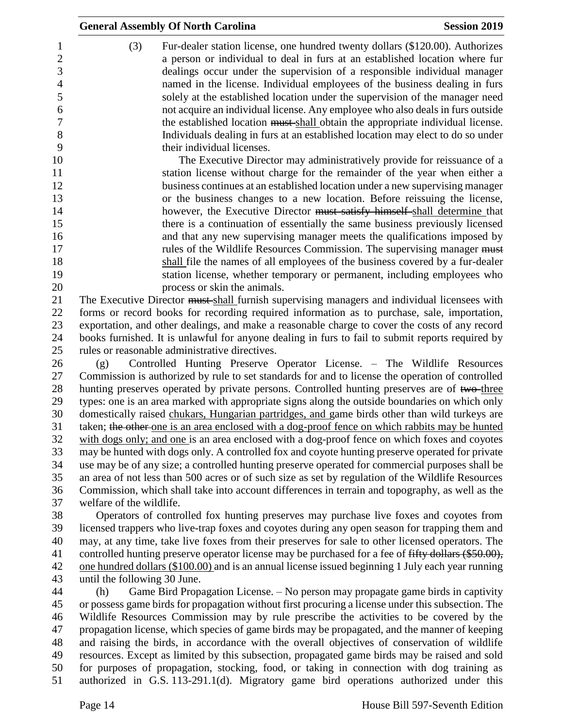(3) Fur-dealer station license, one hundred twenty dollars ($120.00). Authorizes a person or individual to deal in furs at an established location where fur dealings occur under the supervision of a responsible individual manager named in the license. Individual employees of the business dealing in furs solely at the established location under the supervision of the manager need not acquire an individual license. Any employee who also deals in furs outside the established location ~~must~~ shall obtain the appropriate individual license. Individuals dealing in furs at an established location may elect to do so under their individual licenses.

The Executive Director may administratively provide for reissuance of a station license without charge for the remainder of the year when either a business continues at an established location under a new supervising manager or the business changes to a new location. Before reissuing the license, however, the Executive Director ~~must satisfy himself~~ shall determine that there is a continuation of essentially the same business previously licensed and that any new supervising manager meets the qualifications imposed by rules of the Wildlife Resources Commission. The supervising manager ~~must~~ shall file the names of all employees of the business covered by a fur-dealer station license, whether temporary or permanent, including employees who process or skin the animals.

The Executive Director ~~must~~ shall furnish supervising managers and individual licensees with forms or record books for recording required information as to purchase, sale, importation, exportation, and other dealings, and make a reasonable charge to cover the costs of any record books furnished. It is unlawful for anyone dealing in furs to fail to submit reports required by rules or reasonable administrative directives.

(g) Controlled Hunting Preserve Operator License. – The Wildlife Resources Commission is authorized by rule to set standards for and to license the operation of controlled hunting preserves operated by private persons. Controlled hunting preserves are of ~~two~~ three types: one is an area marked with appropriate signs along the outside boundaries on which only domestically raised chukars, Hungarian partridges, and game birds other than wild turkeys are taken; ~~the other~~ one is an area enclosed with a dog-proof fence on which rabbits may be hunted with dogs only; and one is an area enclosed with a dog-proof fence on which foxes and coyotes may be hunted with dogs only. A controlled fox and coyote hunting preserve operated for private use may be of any size; a controlled hunting preserve operated for commercial purposes shall be an area of not less than 500 acres or of such size as set by regulation of the Wildlife Resources Commission, which shall take into account differences in terrain and topography, as well as the welfare of the wildlife.

Operators of controlled fox hunting preserves may purchase live foxes and coyotes from licensed trappers who live-trap foxes and coyotes during any open season for trapping them and may, at any time, take live foxes from their preserves for sale to other licensed operators. The controlled hunting preserve operator license may be purchased for a fee of ~~fifty dollars ($50.00),~~ one hundred dollars ($100.00) and is an annual license issued beginning 1 July each year running until the following 30 June.

(h) Game Bird Propagation License. – No person may propagate game birds in captivity or possess game birds for propagation without first procuring a license under this subsection. The Wildlife Resources Commission may by rule prescribe the activities to be covered by the propagation license, which species of game birds may be propagated, and the manner of keeping and raising the birds, in accordance with the overall objectives of conservation of wildlife resources. Except as limited by this subsection, propagated game birds may be raised and sold for purposes of propagation, stocking, food, or taking in connection with dog training as authorized in G.S. 113-291.1(d). Migratory game bird operations authorized under this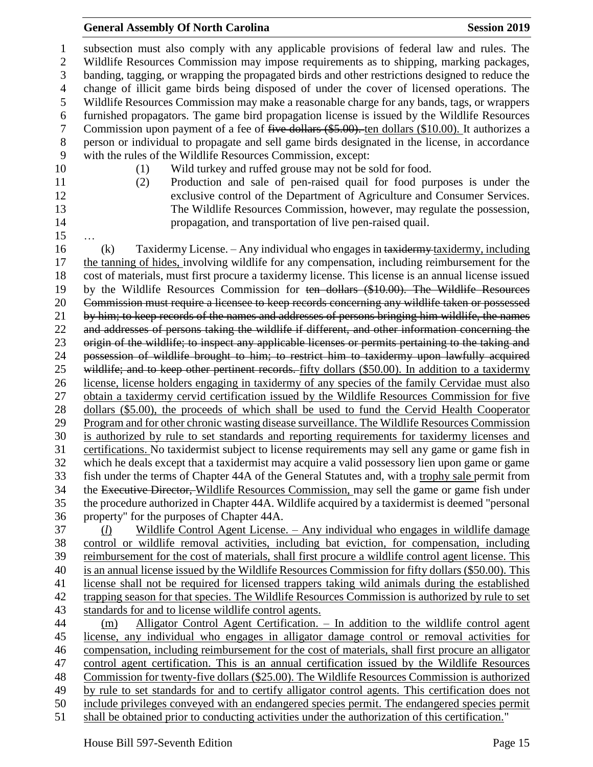subsection must also comply with any applicable provisions of federal law and rules. The Wildlife Resources Commission may impose requirements as to shipping, marking packages, banding, tagging, or wrapping the propagated birds and other restrictions designed to reduce the change of illicit game birds being disposed of under the cover of licensed operations. The Wildlife Resources Commission may make a reasonable charge for any bands, tags, or wrappers furnished propagators. The game bird propagation license is issued by the Wildlife Resources Commission upon payment of a fee of ~~five dollars ($5.00).~~ ten dollars ($10.00). It authorizes a person or individual to propagate and sell game birds designated in the license, in accordance with the rules of the Wildlife Resources Commission, except:

(1) Wild turkey and ruffed grouse may not be sold for food.

(2) Production and sale of pen-raised quail for food purposes is under the exclusive control of the Department of Agriculture and Consumer Services. The Wildlife Resources Commission, however, may regulate the possession, propagation, and transportation of live pen-raised quail.

…

(k) Taxidermy License. – Any individual who engages in ~~taxidermy~~ taxidermy, including the tanning of hides, involving wildlife for any compensation, including reimbursement for the cost of materials, must first procure a taxidermy license. This license is an annual license issued by the Wildlife Resources Commission for ~~ten dollars ($10.00). The Wildlife Resources Commission must require a licensee to keep records concerning any wildlife taken or possessed by him; to keep records of the names and addresses of persons bringing him wildlife, the names and addresses of persons taking the wildlife if different, and other information concerning the origin of the wildlife; to inspect any applicable licenses or permits pertaining to the taking and possession of wildlife brought to him; to restrict him to taxidermy upon lawfully acquired wildlife; and to keep other pertinent records.~~ fifty dollars ($50.00). In addition to a taxidermy license, license holders engaging in taxidermy of any species of the family Cervidae must also obtain a taxidermy cervid certification issued by the Wildlife Resources Commission for five dollars ($5.00), the proceeds of which shall be used to fund the Cervid Health Cooperator Program and for other chronic wasting disease surveillance. The Wildlife Resources Commission is authorized by rule to set standards and reporting requirements for taxidermy licenses and certifications. No taxidermist subject to license requirements may sell any game or game fish in which he deals except that a taxidermist may acquire a valid possessory lien upon game or game fish under the terms of Chapter 44A of the General Statutes and, with a trophy sale permit from the ~~Executive Director,~~ Wildlife Resources Commission, may sell the game or game fish under the procedure authorized in Chapter 44A. Wildlife acquired by a taxidermist is deemed "personal property" for the purposes of Chapter 44A.

(*l*) Wildlife Control Agent License. – Any individual who engages in wildlife damage control or wildlife removal activities, including bat eviction, for compensation, including reimbursement for the cost of materials, shall first procure a wildlife control agent license. This is an annual license issued by the Wildlife Resources Commission for fifty dollars ($50.00). This license shall not be required for licensed trappers taking wild animals during the established trapping season for that species. The Wildlife Resources Commission is authorized by rule to set standards for and to license wildlife control agents.

(m) Alligator Control Agent Certification. – In addition to the wildlife control agent license, any individual who engages in alligator damage control or removal activities for compensation, including reimbursement for the cost of materials, shall first procure an alligator control agent certification. This is an annual certification issued by the Wildlife Resources Commission for twenty-five dollars ($25.00). The Wildlife Resources Commission is authorized by rule to set standards for and to certify alligator control agents. This certification does not include privileges conveyed with an endangered species permit. The endangered species permit shall be obtained prior to conducting activities under the authorization of this certification."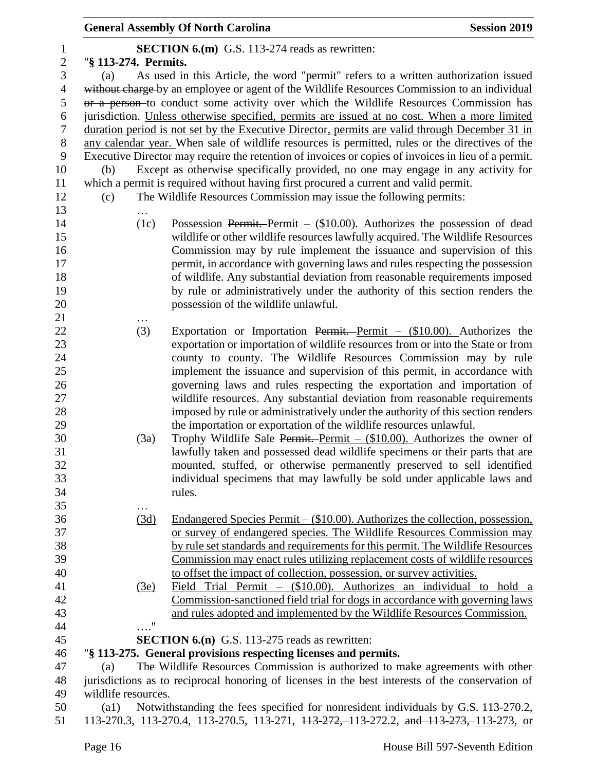**SECTION 6.(m)** G.S. 113-274 reads as rewritten:

"**§ 113-274. Permits.**

(a) As used in this Article, the word "permit" refers to a written authorization issued ~~without charge~~ by an employee or agent of the Wildlife Resources Commission to an individual ~~or a person~~ to conduct some activity over which the Wildlife Resources Commission has jurisdiction. Unless otherwise specified, permits are issued at no cost. When a more limited duration period is not set by the Executive Director, permits are valid through December 31 in any calendar year. When sale of wildlife resources is permitted, rules or the directives of the Executive Director may require the retention of invoices or copies of invoices in lieu of a permit.

(b) Except as otherwise specifically provided, no one may engage in any activity for which a permit is required without having first procured a current and valid permit.

(c) The Wildlife Resources Commission may issue the following permits:

…

(1c) Possession ~~Permit.~~ Permit – ($10.00). Authorizes the possession of dead wildlife or other wildlife resources lawfully acquired. The Wildlife Resources Commission may by rule implement the issuance and supervision of this permit, in accordance with governing laws and rules respecting the possession of wildlife. Any substantial deviation from reasonable requirements imposed by rule or administratively under the authority of this section renders the possession of the wildlife unlawful.

…

(3) Exportation or Importation ~~Permit.~~ Permit – ($10.00). Authorizes the exportation or importation of wildlife resources from or into the State or from county to county. The Wildlife Resources Commission may by rule implement the issuance and supervision of this permit, in accordance with governing laws and rules respecting the exportation and importation of wildlife resources. Any substantial deviation from reasonable requirements imposed by rule or administratively under the authority of this section renders the importation or exportation of the wildlife resources unlawful.

(3a) Trophy Wildlife Sale ~~Permit.~~ Permit – ($10.00). Authorizes the owner of lawfully taken and possessed dead wildlife specimens or their parts that are mounted, stuffed, or otherwise permanently preserved to sell identified individual specimens that may lawfully be sold under applicable laws and rules.

…

(3d) Endangered Species Permit – ($10.00). Authorizes the collection, possession, or survey of endangered species. The Wildlife Resources Commission may by rule set standards and requirements for this permit. The Wildlife Resources Commission may enact rules utilizing replacement costs of wildlife resources to offset the impact of collection, possession, or survey activities.

(3e) Field Trial Permit – ($10.00). Authorizes an individual to hold a Commission-sanctioned field trial for dogs in accordance with governing laws and rules adopted and implemented by the Wildlife Resources Commission.

…."

**SECTION 6.(n)** G.S. 113-275 reads as rewritten:

"**§ 113-275. General provisions respecting licenses and permits.**

(a) The Wildlife Resources Commission is authorized to make agreements with other jurisdictions as to reciprocal honoring of licenses in the best interests of the conservation of wildlife resources.

(a1) Notwithstanding the fees specified for nonresident individuals by G.S. 113-270.2, 113-270.3, 113-270.4, 113-270.5, 113-271, ~~113-272,~~ 113-272.2, ~~and 113-273,~~ 113-273, or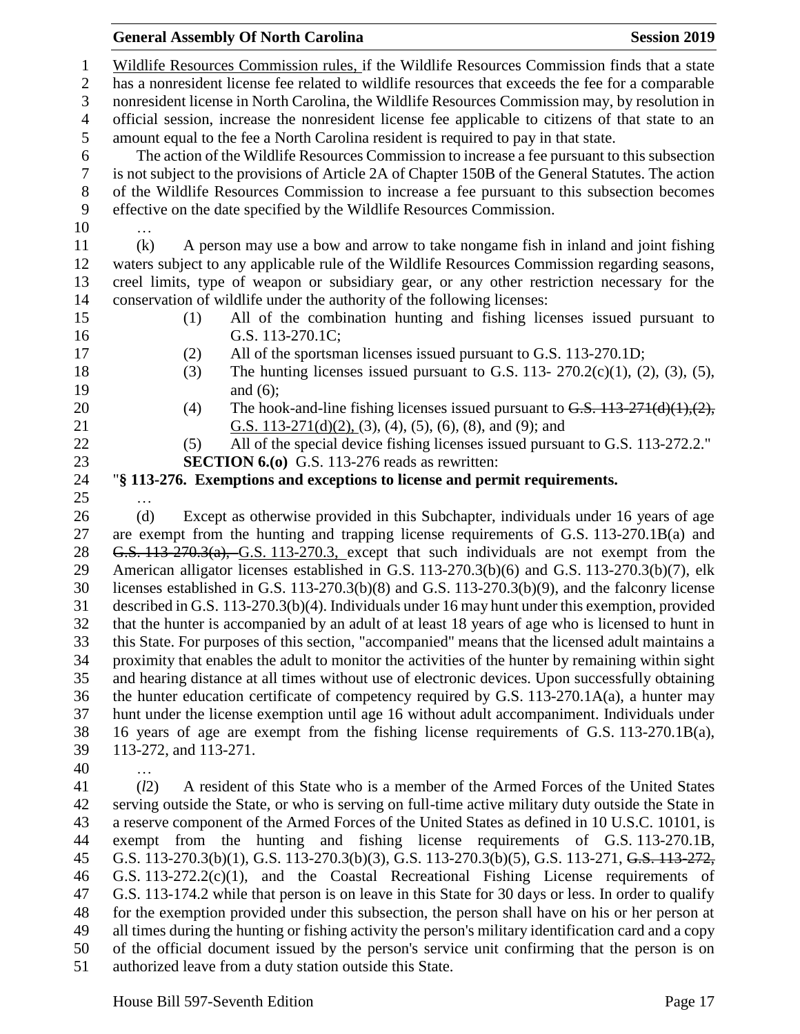Wildlife Resources Commission rules, if the Wildlife Resources Commission finds that a state has a nonresident license fee related to wildlife resources that exceeds the fee for a comparable nonresident license in North Carolina, the Wildlife Resources Commission may, by resolution in official session, increase the nonresident license fee applicable to citizens of that state to an amount equal to the fee a North Carolina resident is required to pay in that state.

The action of the Wildlife Resources Commission to increase a fee pursuant to this subsection is not subject to the provisions of Article 2A of Chapter 150B of the General Statutes. The action of the Wildlife Resources Commission to increase a fee pursuant to this subsection becomes effective on the date specified by the Wildlife Resources Commission.

…

(k) A person may use a bow and arrow to take nongame fish in inland and joint fishing waters subject to any applicable rule of the Wildlife Resources Commission regarding seasons, creel limits, type of weapon or subsidiary gear, or any other restriction necessary for the conservation of wildlife under the authority of the following licenses:

(1) All of the combination hunting and fishing licenses issued pursuant to G.S. 113-270.1C;

(2) All of the sportsman licenses issued pursuant to G.S. 113-270.1D;

(3) The hunting licenses issued pursuant to G.S. 113- 270.2(c)(1), (2), (3), (5), and (6);

(4) The hook-and-line fishing licenses issued pursuant to ~~G.S. 113-271(d)(1),(2),~~ G.S. 113-271(d)(2), (3), (4), (5), (6), (8), and (9); and

(5) All of the special device fishing licenses issued pursuant to G.S. 113-272.2."

**SECTION 6.(o)** G.S. 113-276 reads as rewritten:

"**§ 113-276. Exemptions and exceptions to license and permit requirements.**

…

(d) Except as otherwise provided in this Subchapter, individuals under 16 years of age are exempt from the hunting and trapping license requirements of G.S. 113-270.1B(a) and ~~G.S. 113-270.3(a),~~ G.S. 113-270.3, except that such individuals are not exempt from the American alligator licenses established in G.S. 113-270.3(b)(6) and G.S. 113-270.3(b)(7), elk licenses established in G.S. 113-270.3(b)(8) and G.S. 113-270.3(b)(9), and the falconry license described in G.S. 113-270.3(b)(4). Individuals under 16 may hunt under this exemption, provided that the hunter is accompanied by an adult of at least 18 years of age who is licensed to hunt in this State. For purposes of this section, "accompanied" means that the licensed adult maintains a proximity that enables the adult to monitor the activities of the hunter by remaining within sight and hearing distance at all times without use of electronic devices. Upon successfully obtaining the hunter education certificate of competency required by G.S. 113-270.1A(a), a hunter may hunt under the license exemption until age 16 without adult accompaniment. Individuals under 16 years of age are exempt from the fishing license requirements of G.S. 113-270.1B(a), 113-272, and 113-271.

…

(*l*2) A resident of this State who is a member of the Armed Forces of the United States serving outside the State, or who is serving on full-time active military duty outside the State in a reserve component of the Armed Forces of the United States as defined in 10 U.S.C. 10101, is exempt from the hunting and fishing license requirements of G.S. 113-270.1B, G.S. 113-270.3(b)(1), G.S. 113-270.3(b)(3), G.S. 113-270.3(b)(5), G.S. 113-271, ~~G.S. 113-272,~~ G.S. 113-272.2(c)(1), and the Coastal Recreational Fishing License requirements of G.S. 113-174.2 while that person is on leave in this State for 30 days or less. In order to qualify for the exemption provided under this subsection, the person shall have on his or her person at all times during the hunting or fishing activity the person's military identification card and a copy of the official document issued by the person's service unit confirming that the person is on authorized leave from a duty station outside this State.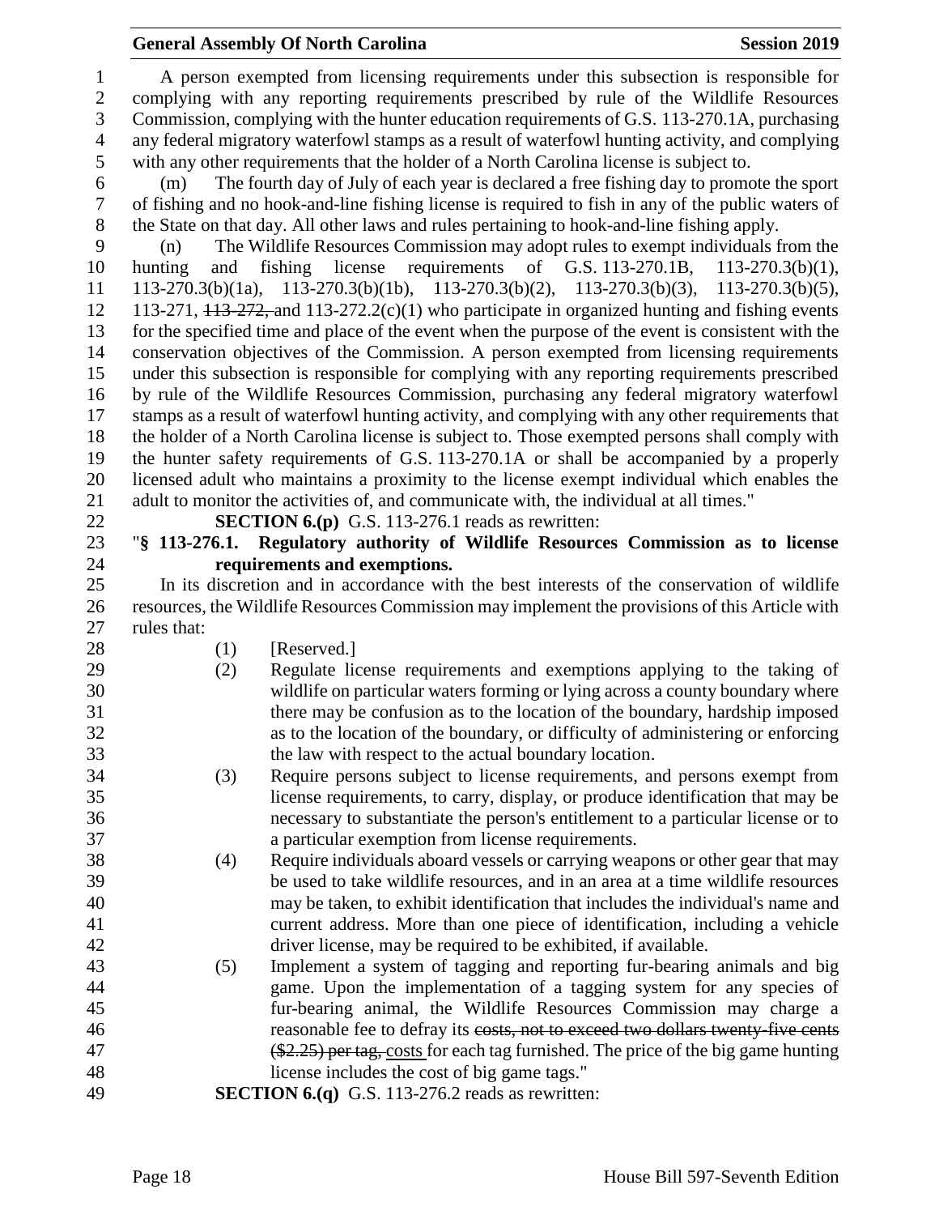A person exempted from licensing requirements under this subsection is responsible for complying with any reporting requirements prescribed by rule of the Wildlife Resources Commission, complying with the hunter education requirements of G.S. 113-270.1A, purchasing any federal migratory waterfowl stamps as a result of waterfowl hunting activity, and complying with any other requirements that the holder of a North Carolina license is subject to.

(m) The fourth day of July of each year is declared a free fishing day to promote the sport of fishing and no hook-and-line fishing license is required to fish in any of the public waters of the State on that day. All other laws and rules pertaining to hook-and-line fishing apply.

(n) The Wildlife Resources Commission may adopt rules to exempt individuals from the hunting and fishing license requirements of G.S. 113-270.1B, 113-270.3(b)(1), 113-270.3(b)(1a), 113-270.3(b)(1b), 113-270.3(b)(2), 113-270.3(b)(3), 113-270.3(b)(5), 113-271, ~~113-272,~~ and 113-272.2(c)(1) who participate in organized hunting and fishing events for the specified time and place of the event when the purpose of the event is consistent with the conservation objectives of the Commission. A person exempted from licensing requirements under this subsection is responsible for complying with any reporting requirements prescribed by rule of the Wildlife Resources Commission, purchasing any federal migratory waterfowl stamps as a result of waterfowl hunting activity, and complying with any other requirements that the holder of a North Carolina license is subject to. Those exempted persons shall comply with the hunter safety requirements of G.S. 113-270.1A or shall be accompanied by a properly licensed adult who maintains a proximity to the license exempt individual which enables the adult to monitor the activities of, and communicate with, the individual at all times."

**SECTION 6.(p)** G.S. 113-276.1 reads as rewritten:

"**§ 113-276.1. Regulatory authority of Wildlife Resources Commission as to license requirements and exemptions.**

In its discretion and in accordance with the best interests of the conservation of wildlife resources, the Wildlife Resources Commission may implement the provisions of this Article with rules that:

(1) [Reserved.]

(2) Regulate license requirements and exemptions applying to the taking of wildlife on particular waters forming or lying across a county boundary where there may be confusion as to the location of the boundary, hardship imposed as to the location of the boundary, or difficulty of administering or enforcing the law with respect to the actual boundary location.

(3) Require persons subject to license requirements, and persons exempt from license requirements, to carry, display, or produce identification that may be necessary to substantiate the person's entitlement to a particular license or to a particular exemption from license requirements.

(4) Require individuals aboard vessels or carrying weapons or other gear that may be used to take wildlife resources, and in an area at a time wildlife resources may be taken, to exhibit identification that includes the individual's name and current address. More than one piece of identification, including a vehicle driver license, may be required to be exhibited, if available.

(5) Implement a system of tagging and reporting fur-bearing animals and big game. Upon the implementation of a tagging system for any species of fur-bearing animal, the Wildlife Resources Commission may charge a reasonable fee to defray its ~~costs, not to exceed two dollars twenty-five cents ($2.25) per tag,~~ costs for each tag furnished. The price of the big game hunting license includes the cost of big game tags."

**SECTION 6.(q)** G.S. 113-276.2 reads as rewritten: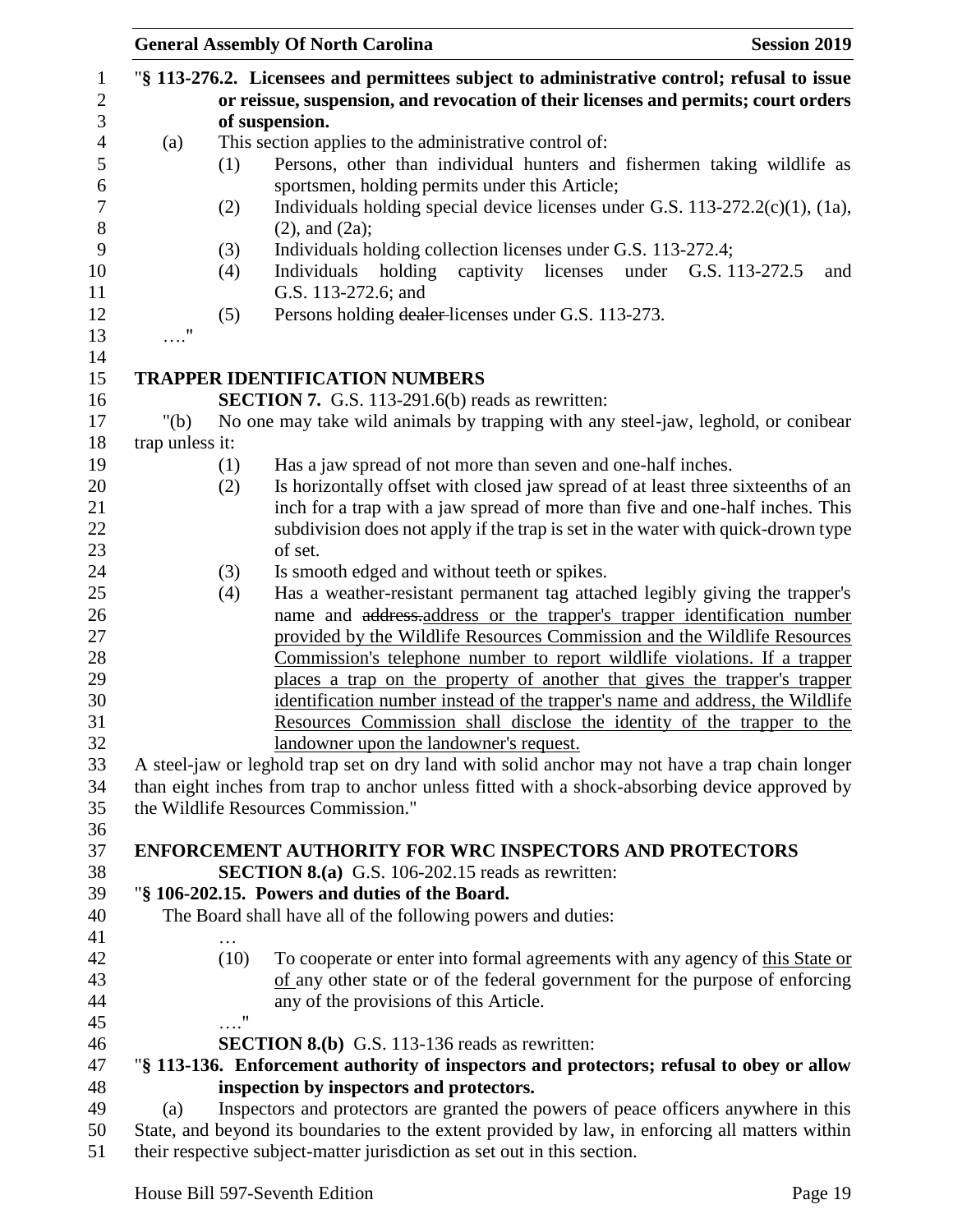"**§ 113-276.2. Licensees and permittees subject to administrative control; refusal to issue or reissue, suspension, and revocation of their licenses and permits; court orders of suspension.**

(a) This section applies to the administrative control of:

(1) Persons, other than individual hunters and fishermen taking wildlife as sportsmen, holding permits under this Article;

(2) Individuals holding special device licenses under G.S. 113-272.2(c)(1), (1a), (2), and (2a);

(3) Individuals holding collection licenses under G.S. 113-272.4;

(4) Individuals holding captivity licenses under G.S. 113-272.5 and G.S. 113-272.6; and

(5) Persons holding ~~dealer~~ licenses under G.S. 113-273.

…."

## TRAPPER IDENTIFICATION NUMBERS

**SECTION 7.** G.S. 113-291.6(b) reads as rewritten:

"(b) No one may take wild animals by trapping with any steel-jaw, leghold, or conibear trap unless it:

(1) Has a jaw spread of not more than seven and one-half inches.

(2) Is horizontally offset with closed jaw spread of at least three sixteenths of an inch for a trap with a jaw spread of more than five and one-half inches. This subdivision does not apply if the trap is set in the water with quick-drown type of set.

(3) Is smooth edged and without teeth or spikes.

(4) Has a weather-resistant permanent tag attached legibly giving the trapper's name and ~~address.~~<u>address or the trapper's trapper identification number provided by the Wildlife Resources Commission and the Wildlife Resources Commission's telephone number to report wildlife violations. If a trapper places a trap on the property of another that gives the trapper's trapper identification number instead of the trapper's name and address, the Wildlife Resources Commission shall disclose the identity of the trapper to the landowner upon the landowner's request.</u>

A steel-jaw or leghold trap set on dry land with solid anchor may not have a trap chain longer than eight inches from trap to anchor unless fitted with a shock-absorbing device approved by the Wildlife Resources Commission."

## ENFORCEMENT AUTHORITY FOR WRC INSPECTORS AND PROTECTORS

**SECTION 8.(a)** G.S. 106-202.15 reads as rewritten:

"**§ 106-202.15. Powers and duties of the Board.**

The Board shall have all of the following powers and duties:

…

(10) To cooperate or enter into formal agreements with any agency of <u>this State or of</u> any other state or of the federal government for the purpose of enforcing any of the provisions of this Article.

…."

**SECTION 8.(b)** G.S. 113-136 reads as rewritten:

"**§ 113-136. Enforcement authority of inspectors and protectors; refusal to obey or allow inspection by inspectors and protectors.**

(a) Inspectors and protectors are granted the powers of peace officers anywhere in this State, and beyond its boundaries to the extent provided by law, in enforcing all matters within their respective subject-matter jurisdiction as set out in this section.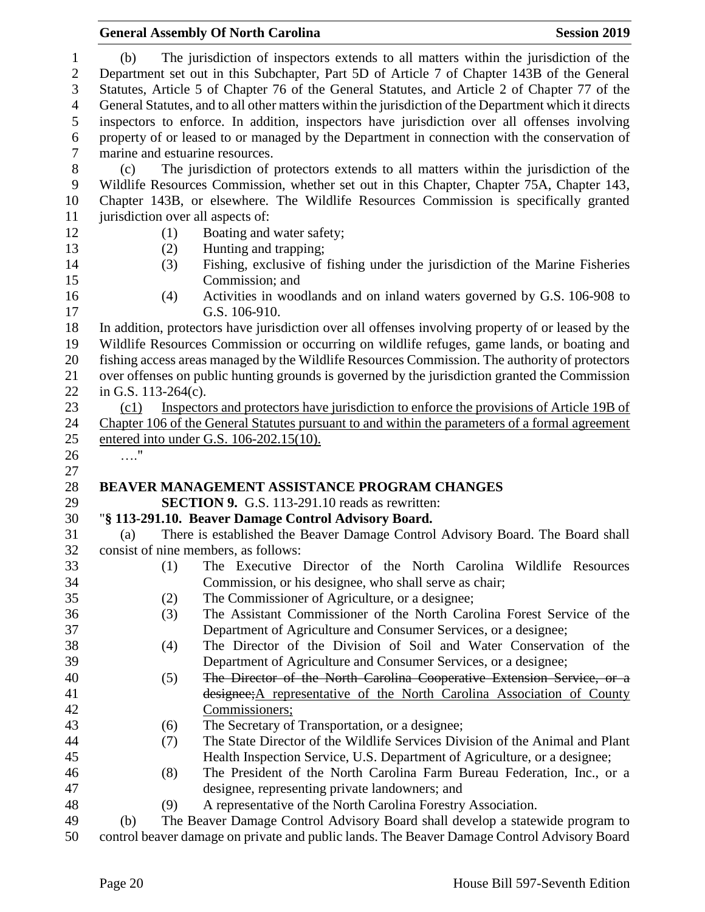(b) The jurisdiction of inspectors extends to all matters within the jurisdiction of the Department set out in this Subchapter, Part 5D of Article 7 of Chapter 143B of the General Statutes, Article 5 of Chapter 76 of the General Statutes, and Article 2 of Chapter 77 of the General Statutes, and to all other matters within the jurisdiction of the Department which it directs inspectors to enforce. In addition, inspectors have jurisdiction over all offenses involving property of or leased to or managed by the Department in connection with the conservation of marine and estuarine resources.

(c) The jurisdiction of protectors extends to all matters within the jurisdiction of the Wildlife Resources Commission, whether set out in this Chapter, Chapter 75A, Chapter 143, Chapter 143B, or elsewhere. The Wildlife Resources Commission is specifically granted jurisdiction over all aspects of:

(1) Boating and water safety;
(2) Hunting and trapping;
(3) Fishing, exclusive of fishing under the jurisdiction of the Marine Fisheries Commission; and
(4) Activities in woodlands and on inland waters governed by G.S. 106-908 to G.S. 106-910.

In addition, protectors have jurisdiction over all offenses involving property of or leased by the Wildlife Resources Commission or occurring on wildlife refuges, game lands, or boating and fishing access areas managed by the Wildlife Resources Commission. The authority of protectors over offenses on public hunting grounds is governed by the jurisdiction granted the Commission in G.S. 113-264(c).

<u>(c1) Inspectors and protectors have jurisdiction to enforce the provisions of Article 19B of Chapter 106 of the General Statutes pursuant to and within the parameters of a formal agreement entered into under G.S. 106-202.15(10).</u>

…."

**BEAVER MANAGEMENT ASSISTANCE PROGRAM CHANGES**

**SECTION 9.** G.S. 113-291.10 reads as rewritten:

"**§ 113-291.10. Beaver Damage Control Advisory Board.**

(a) There is established the Beaver Damage Control Advisory Board. The Board shall consist of nine members, as follows:

(1) The Executive Director of the North Carolina Wildlife Resources Commission, or his designee, who shall serve as chair;
(2) The Commissioner of Agriculture, or a designee;
(3) The Assistant Commissioner of the North Carolina Forest Service of the Department of Agriculture and Consumer Services, or a designee;
(4) The Director of the Division of Soil and Water Conservation of the Department of Agriculture and Consumer Services, or a designee;
(5) ~~The Director of the North Carolina Cooperative Extension Service, or a designee;~~<u>A representative of the North Carolina Association of County Commissioners;</u>
(6) The Secretary of Transportation, or a designee;
(7) The State Director of the Wildlife Services Division of the Animal and Plant Health Inspection Service, U.S. Department of Agriculture, or a designee;
(8) The President of the North Carolina Farm Bureau Federation, Inc., or a designee, representing private landowners; and
(9) A representative of the North Carolina Forestry Association.

(b) The Beaver Damage Control Advisory Board shall develop a statewide program to control beaver damage on private and public lands. The Beaver Damage Control Advisory Board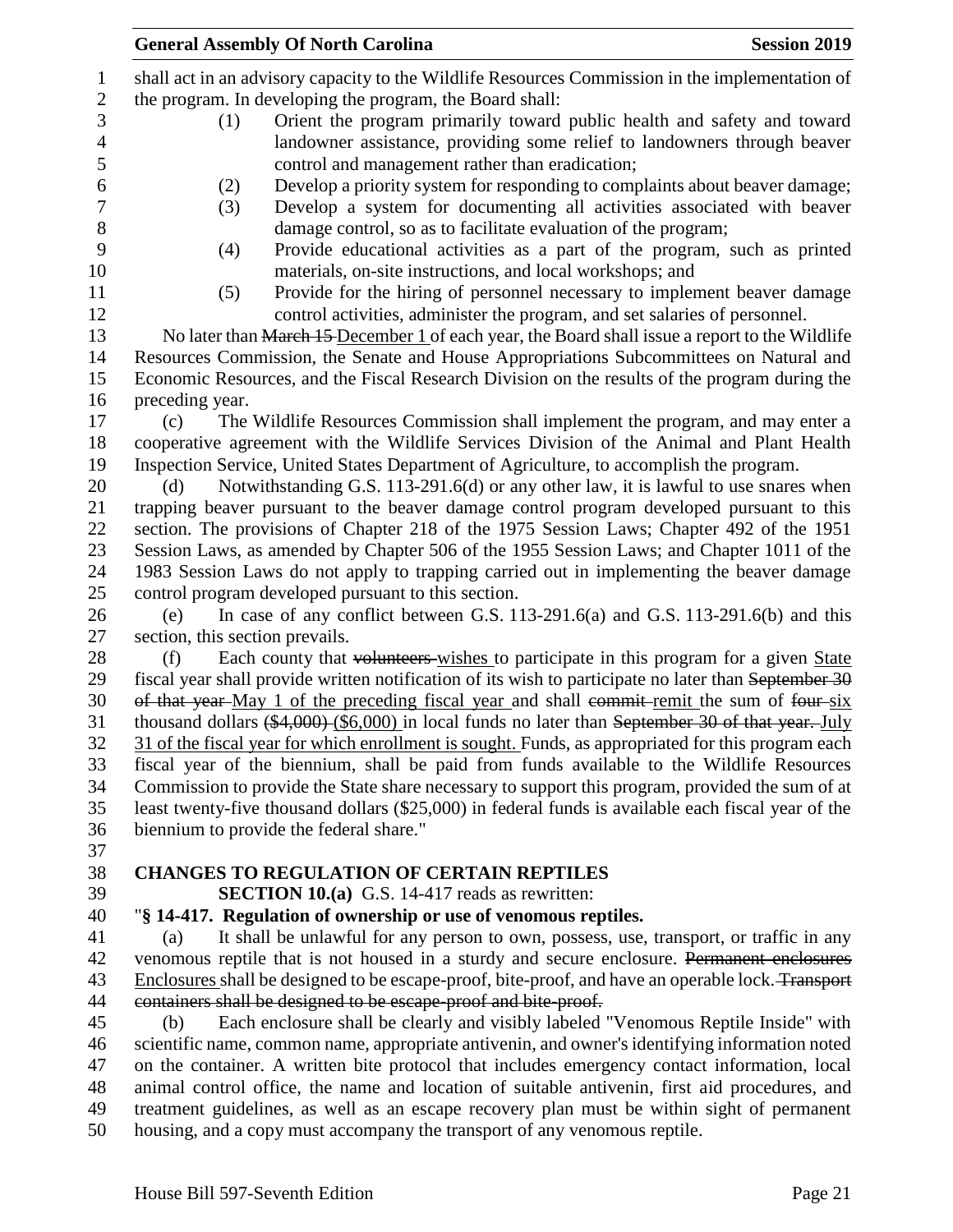shall act in an advisory capacity to the Wildlife Resources Commission in the implementation of the program. In developing the program, the Board shall:

(1) Orient the program primarily toward public health and safety and toward landowner assistance, providing some relief to landowners through beaver control and management rather than eradication;

(2) Develop a priority system for responding to complaints about beaver damage;

(3) Develop a system for documenting all activities associated with beaver damage control, so as to facilitate evaluation of the program;

(4) Provide educational activities as a part of the program, such as printed materials, on-site instructions, and local workshops; and

(5) Provide for the hiring of personnel necessary to implement beaver damage control activities, administer the program, and set salaries of personnel.

No later than ~~March 15~~ December 1 of each year, the Board shall issue a report to the Wildlife Resources Commission, the Senate and House Appropriations Subcommittees on Natural and Economic Resources, and the Fiscal Research Division on the results of the program during the preceding year.

(c) The Wildlife Resources Commission shall implement the program, and may enter a cooperative agreement with the Wildlife Services Division of the Animal and Plant Health Inspection Service, United States Department of Agriculture, to accomplish the program.

(d) Notwithstanding G.S. 113-291.6(d) or any other law, it is lawful to use snares when trapping beaver pursuant to the beaver damage control program developed pursuant to this section. The provisions of Chapter 218 of the 1975 Session Laws; Chapter 492 of the 1951 Session Laws, as amended by Chapter 506 of the 1955 Session Laws; and Chapter 1011 of the 1983 Session Laws do not apply to trapping carried out in implementing the beaver damage control program developed pursuant to this section.

(e) In case of any conflict between G.S. 113-291.6(a) and G.S. 113-291.6(b) and this section, this section prevails.

(f) Each county that ~~volunteers~~ wishes to participate in this program for a given State fiscal year shall provide written notification of its wish to participate no later than ~~September 30 of that year~~ May 1 of the preceding fiscal year and shall ~~commit~~ remit the sum of ~~four~~ six thousand dollars ~~($4,000)~~ ($6,000) in local funds no later than ~~September 30 of that year.~~ July 31 of the fiscal year for which enrollment is sought. Funds, as appropriated for this program each fiscal year of the biennium, shall be paid from funds available to the Wildlife Resources Commission to provide the State share necessary to support this program, provided the sum of at least twenty-five thousand dollars ($25,000) in federal funds is available each fiscal year of the biennium to provide the federal share."

**CHANGES TO REGULATION OF CERTAIN REPTILES**

**SECTION 10.(a)** G.S. 14-417 reads as rewritten:

"**§ 14-417. Regulation of ownership or use of venomous reptiles.**

(a) It shall be unlawful for any person to own, possess, use, transport, or traffic in any venomous reptile that is not housed in a sturdy and secure enclosure. ~~Permanent enclosures~~ Enclosures shall be designed to be escape-proof, bite-proof, and have an operable lock. ~~Transport containers shall be designed to be escape-proof and bite-proof.~~

(b) Each enclosure shall be clearly and visibly labeled "Venomous Reptile Inside" with scientific name, common name, appropriate antivenin, and owner's identifying information noted on the container. A written bite protocol that includes emergency contact information, local animal control office, the name and location of suitable antivenin, first aid procedures, and treatment guidelines, as well as an escape recovery plan must be within sight of permanent housing, and a copy must accompany the transport of any venomous reptile.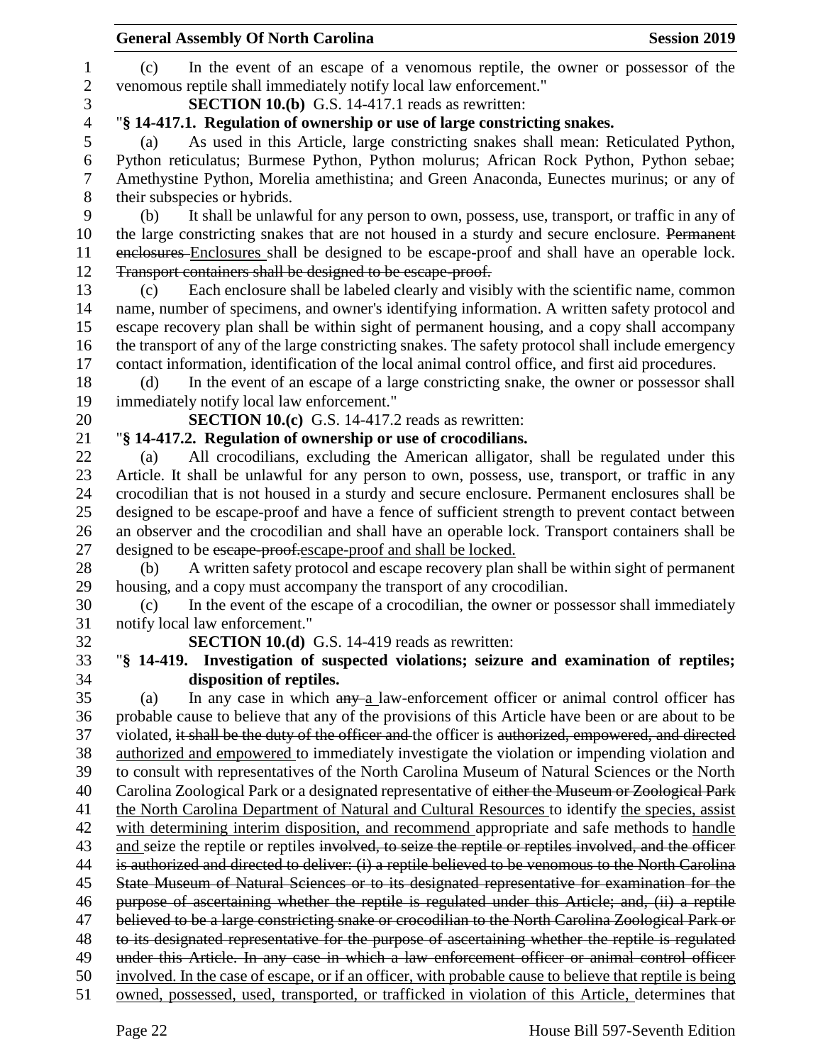(c) In the event of an escape of a venomous reptile, the owner or possessor of the venomous reptile shall immediately notify local law enforcement."

**SECTION 10.(b)** G.S. 14-417.1 reads as rewritten:

"**§ 14-417.1. Regulation of ownership or use of large constricting snakes.**

(a) As used in this Article, large constricting snakes shall mean: Reticulated Python, Python reticulatus; Burmese Python, Python molurus; African Rock Python, Python sebae; Amethystine Python, Morelia amethistina; and Green Anaconda, Eunectes murinus; or any of their subspecies or hybrids.

(b) It shall be unlawful for any person to own, possess, use, transport, or traffic in any of the large constricting snakes that are not housed in a sturdy and secure enclosure. ~~Permanent enclosures~~ Enclosures shall be designed to be escape-proof and shall have an operable lock. ~~Transport containers shall be designed to be escape-proof.~~

(c) Each enclosure shall be labeled clearly and visibly with the scientific name, common name, number of specimens, and owner's identifying information. A written safety protocol and escape recovery plan shall be within sight of permanent housing, and a copy shall accompany the transport of any of the large constricting snakes. The safety protocol shall include emergency contact information, identification of the local animal control office, and first aid procedures.

(d) In the event of an escape of a large constricting snake, the owner or possessor shall immediately notify local law enforcement."

**SECTION 10.(c)** G.S. 14-417.2 reads as rewritten:

"**§ 14-417.2. Regulation of ownership or use of crocodilians.**

(a) All crocodilians, excluding the American alligator, shall be regulated under this Article. It shall be unlawful for any person to own, possess, use, transport, or traffic in any crocodilian that is not housed in a sturdy and secure enclosure. Permanent enclosures shall be designed to be escape-proof and have a fence of sufficient strength to prevent contact between an observer and the crocodilian and shall have an operable lock. Transport containers shall be designed to be ~~escape-proof.~~escape-proof and shall be locked.

(b) A written safety protocol and escape recovery plan shall be within sight of permanent housing, and a copy must accompany the transport of any crocodilian.

(c) In the event of the escape of a crocodilian, the owner or possessor shall immediately notify local law enforcement."

**SECTION 10.(d)** G.S. 14-419 reads as rewritten:

"**§ 14-419. Investigation of suspected violations; seizure and examination of reptiles; disposition of reptiles.**

(a) In any case in which ~~any~~ a law-enforcement officer or animal control officer has probable cause to believe that any of the provisions of this Article have been or are about to be violated, ~~it shall be the duty of the officer and~~ the officer is ~~authorized, empowered, and directed~~ authorized and empowered to immediately investigate the violation or impending violation and to consult with representatives of the North Carolina Museum of Natural Sciences or the North Carolina Zoological Park or a designated representative of ~~either the Museum or Zoological Park~~ the North Carolina Department of Natural and Cultural Resources to identify the species, assist with determining interim disposition, and recommend appropriate and safe methods to handle and seize the reptile or reptiles ~~involved, to seize the reptile or reptiles involved, and the officer is authorized and directed to deliver: (i) a reptile believed to be venomous to the North Carolina State Museum of Natural Sciences or to its designated representative for examination for the purpose of ascertaining whether the reptile is regulated under this Article; and, (ii) a reptile believed to be a large constricting snake or crocodilian to the North Carolina Zoological Park or to its designated representative for the purpose of ascertaining whether the reptile is regulated under this Article. In any case in which a law enforcement officer or animal control officer~~ involved. In the case of escape, or if an officer, with probable cause to believe that reptile is being owned, possessed, used, transported, or trafficked in violation of this Article, determines that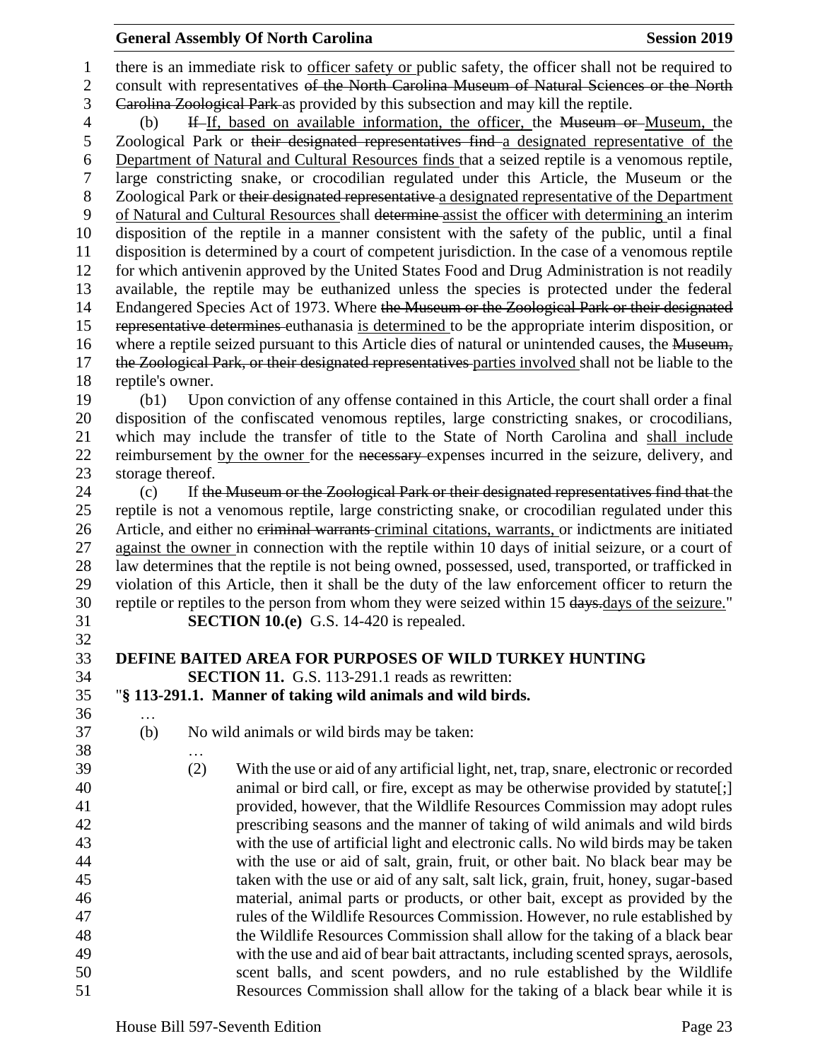there is an immediate risk to officer safety or public safety, the officer shall not be required to consult with representatives ~~of the North Carolina Museum of Natural Sciences or the North Carolina Zoological Park~~ as provided by this subsection and may kill the reptile.

(b) ~~If~~ If, based on available information, the officer, the ~~Museum or~~ Museum, the Zoological Park or ~~their designated representatives find~~ a designated representative of the Department of Natural and Cultural Resources finds that a seized reptile is a venomous reptile, large constricting snake, or crocodilian regulated under this Article, the Museum or the Zoological Park or ~~their designated representative~~ a designated representative of the Department of Natural and Cultural Resources shall ~~determine~~ assist the officer with determining an interim disposition of the reptile in a manner consistent with the safety of the public, until a final disposition is determined by a court of competent jurisdiction. In the case of a venomous reptile for which antivenin approved by the United States Food and Drug Administration is not readily available, the reptile may be euthanized unless the species is protected under the federal Endangered Species Act of 1973. Where ~~the Museum or the Zoological Park or their designated representative determines~~ euthanasia is determined to be the appropriate interim disposition, or where a reptile seized pursuant to this Article dies of natural or unintended causes, the ~~Museum, the Zoological Park, or their designated representatives~~ parties involved shall not be liable to the reptile's owner.

(b1) Upon conviction of any offense contained in this Article, the court shall order a final disposition of the confiscated venomous reptiles, large constricting snakes, or crocodilians, which may include the transfer of title to the State of North Carolina and shall include reimbursement by the owner for the ~~necessary~~ expenses incurred in the seizure, delivery, and storage thereof.

(c) If ~~the Museum or the Zoological Park or their designated representatives find that~~ the reptile is not a venomous reptile, large constricting snake, or crocodilian regulated under this Article, and either no ~~criminal warrants~~ criminal citations, warrants, or indictments are initiated against the owner in connection with the reptile within 10 days of initial seizure, or a court of law determines that the reptile is not being owned, possessed, used, transported, or trafficked in violation of this Article, then it shall be the duty of the law enforcement officer to return the reptile or reptiles to the person from whom they were seized within 15 ~~days.~~days of the seizure."

**SECTION 10.(e)** G.S. 14-420 is repealed.

**DEFINE BAITED AREA FOR PURPOSES OF WILD TURKEY HUNTING**

**SECTION 11.** G.S. 113-291.1 reads as rewritten:

"**§ 113-291.1. Manner of taking wild animals and wild birds.**

…

(b) No wild animals or wild birds may be taken:

…

(2) With the use or aid of any artificial light, net, trap, snare, electronic or recorded animal or bird call, or fire, except as may be otherwise provided by statute[;] provided, however, that the Wildlife Resources Commission may adopt rules prescribing seasons and the manner of taking of wild animals and wild birds with the use of artificial light and electronic calls. No wild birds may be taken with the use or aid of salt, grain, fruit, or other bait. No black bear may be taken with the use or aid of any salt, salt lick, grain, fruit, honey, sugar-based material, animal parts or products, or other bait, except as provided by the rules of the Wildlife Resources Commission. However, no rule established by the Wildlife Resources Commission shall allow for the taking of a black bear with the use and aid of bear bait attractants, including scented sprays, aerosols, scent balls, and scent powders, and no rule established by the Wildlife Resources Commission shall allow for the taking of a black bear while it is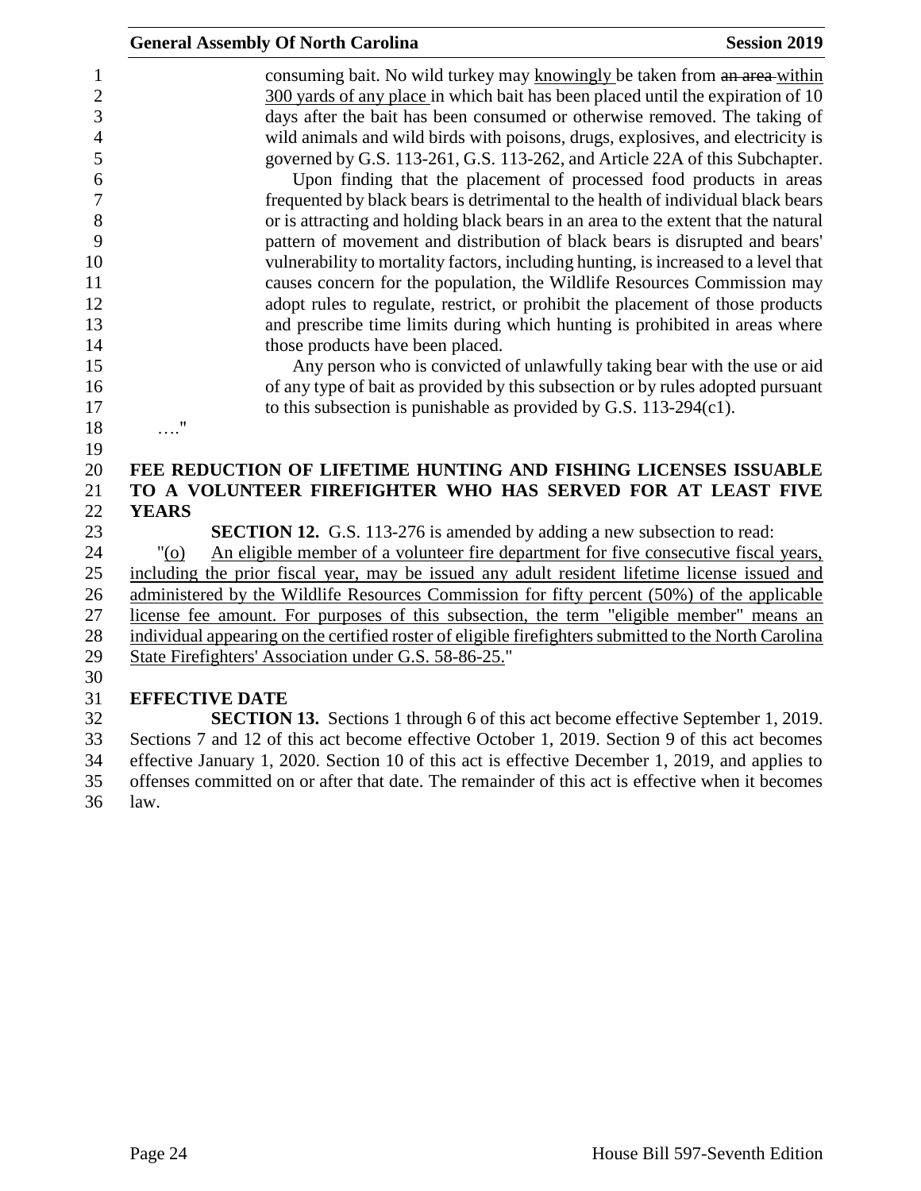consuming bait. No wild turkey may knowingly be taken from ~~an area~~ within 300 yards of any place in which bait has been placed until the expiration of 10 days after the bait has been consumed or otherwise removed. The taking of wild animals and wild birds with poisons, drugs, explosives, and electricity is governed by G.S. 113-261, G.S. 113-262, and Article 22A of this Subchapter.

Upon finding that the placement of processed food products in areas frequented by black bears is detrimental to the health of individual black bears or is attracting and holding black bears in an area to the extent that the natural pattern of movement and distribution of black bears is disrupted and bears' vulnerability to mortality factors, including hunting, is increased to a level that causes concern for the population, the Wildlife Resources Commission may adopt rules to regulate, restrict, or prohibit the placement of those products and prescribe time limits during which hunting is prohibited in areas where those products have been placed.

Any person who is convicted of unlawfully taking bear with the use or aid of any type of bait as provided by this subsection or by rules adopted pursuant to this subsection is punishable as provided by G.S. 113-294(c1).

…."

**FEE REDUCTION OF LIFETIME HUNTING AND FISHING LICENSES ISSUABLE TO A VOLUNTEER FIREFIGHTER WHO HAS SERVED FOR AT LEAST FIVE YEARS**

**SECTION 12.** G.S. 113-276 is amended by adding a new subsection to read:

"(o) An eligible member of a volunteer fire department for five consecutive fiscal years, including the prior fiscal year, may be issued any adult resident lifetime license issued and administered by the Wildlife Resources Commission for fifty percent (50%) of the applicable license fee amount. For purposes of this subsection, the term "eligible member" means an individual appearing on the certified roster of eligible firefighters submitted to the North Carolina State Firefighters' Association under G.S. 58-86-25."

**EFFECTIVE DATE**

**SECTION 13.** Sections 1 through 6 of this act become effective September 1, 2019. Sections 7 and 12 of this act become effective October 1, 2019. Section 9 of this act becomes effective January 1, 2020. Section 10 of this act is effective December 1, 2019, and applies to offenses committed on or after that date. The remainder of this act is effective when it becomes law.